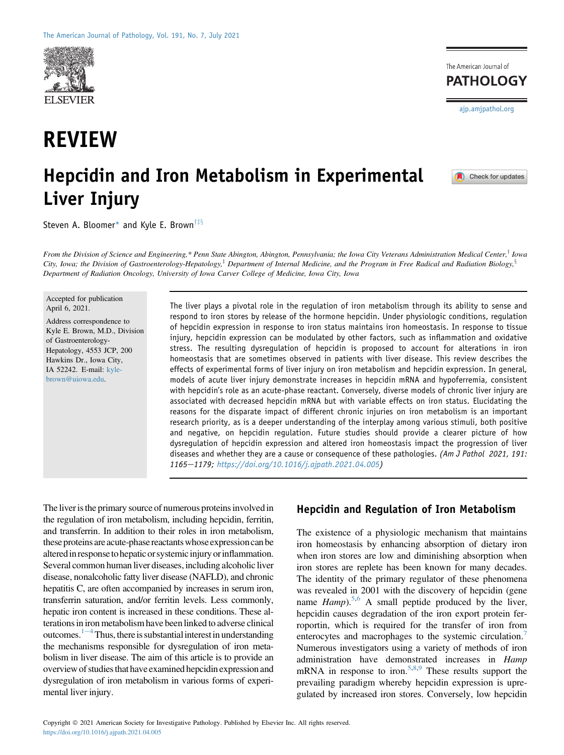# REVIEW

# Hepcidin and Iron Metabolism in Experimental Liver Injury

Steven A. Bloomer* and Kyle E. Brown[†‡§]

*From the Division of Science and Engineering,\* Penn State Abington, Abington, Pennsylvania; the Iowa City Veterans Administration Medical Center,[†] Iowa City, Iowa; the Division of Gastroenterology-Hepatology,[‡] Department of Internal Medicine, and the Program in Free Radical and Radiation Biology,[§] Department of Radiation Oncology, University of Iowa Carver College of Medicine, Iowa City, Iowa*

Accepted for publication April 6, 2021.

Address correspondence to Kyle E. Brown, M.D., Division of Gastroenterology-Hepatology, 4553 JCP, 200 Hawkins Dr., Iowa City, IA 52242. E-mail: kyle-brown@uiowa.edu.

The liver plays a pivotal role in the regulation of iron metabolism through its ability to sense and respond to iron stores by release of the hormone hepcidin. Under physiologic conditions, regulation of hepcidin expression in response to iron status maintains iron homeostasis. In response to tissue injury, hepcidin expression can be modulated by other factors, such as inflammation and oxidative stress. The resulting dysregulation of hepcidin is proposed to account for alterations in iron homeostasis that are sometimes observed in patients with liver disease. This review describes the effects of experimental forms of liver injury on iron metabolism and hepcidin expression. In general, models of acute liver injury demonstrate increases in hepcidin mRNA and hypoferremia, consistent with hepcidin's role as an acute-phase reactant. Conversely, diverse models of chronic liver injury are associated with decreased hepcidin mRNA but with variable effects on iron status. Elucidating the reasons for the disparate impact of different chronic injuries on iron metabolism is an important research priority, as is a deeper understanding of the interplay among various stimuli, both positive and negative, on hepcidin regulation. Future studies should provide a clearer picture of how dysregulation of hepcidin expression and altered iron homeostasis impact the progression of liver diseases and whether they are a cause or consequence of these pathologies. *(Am J Pathol 2021, 191: 1165—1179; https://doi.org/10.1016/j.ajpath.2021.04.005)*

The liver is the primary source of numerous proteins involved in the regulation of iron metabolism, including hepcidin, ferritin, and transferrin. In addition to their roles in iron metabolism, these proteins are acute-phase reactants whose expression can be altered in response to hepatic or systemic injury or inflammation. Several common human liver diseases, including alcoholic liver disease, nonalcoholic fatty liver disease (NAFLD), and chronic hepatitis C, are often accompanied by increases in serum iron, transferrin saturation, and/or ferritin levels. Less commonly, hepatic iron content is increased in these conditions. These alterations in iron metabolism have been linked to adverse clinical outcomes.[1–4] Thus, there is substantial interest in understanding the mechanisms responsible for dysregulation of iron metabolism in liver disease. The aim of this article is to provide an overview of studies that have examined hepcidin expression and dysregulation of iron metabolism in various forms of experimental liver injury.

## Hepcidin and Regulation of Iron Metabolism

The existence of a physiologic mechanism that maintains iron homeostasis by enhancing absorption of dietary iron when iron stores are low and diminishing absorption when iron stores are replete has been known for many decades. The identity of the primary regulator of these phenomena was revealed in 2001 with the discovery of hepcidin (gene name *Hamp*).[5,6] A small peptide produced by the liver, hepcidin causes degradation of the iron export protein ferroportin, which is required for the transfer of iron from enterocytes and macrophages to the systemic circulation.[7] Numerous investigators using a variety of methods of iron administration have demonstrated increases in *Hamp* mRNA in response to iron.[5,8,9] These results support the prevailing paradigm whereby hepcidin expression is upregulated by increased iron stores. Conversely, low hepcidin

Copyright © 2021 American Society for Investigative Pathology. Published by Elsevier Inc. All rights reserved.
https://doi.org/10.1016/j.ajpath.2021.04.005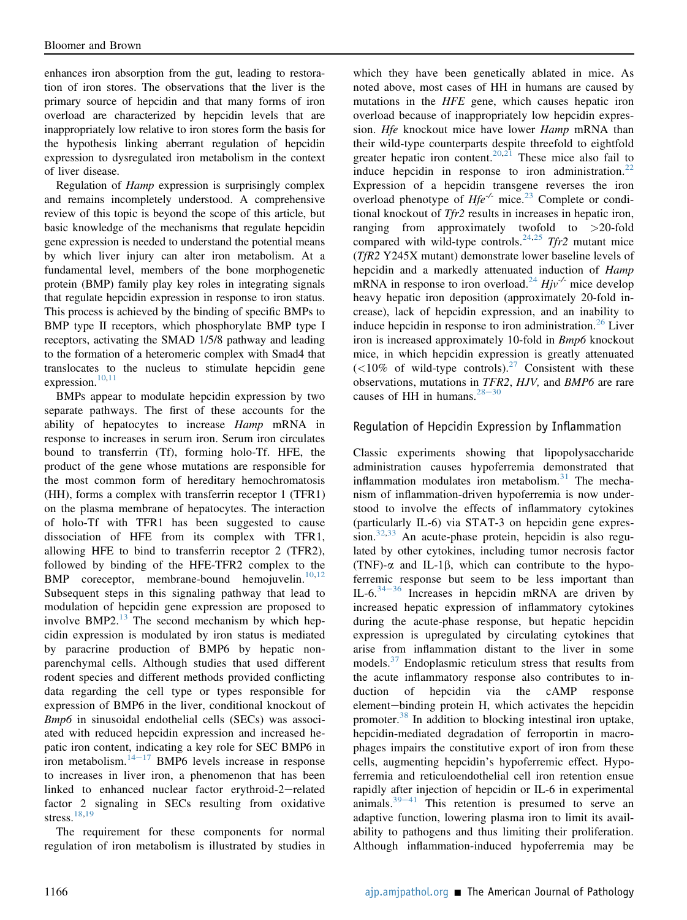enhances iron absorption from the gut, leading to restoration of iron stores. The observations that the liver is the primary source of hepcidin and that many forms of iron overload are characterized by hepcidin levels that are inappropriately low relative to iron stores form the basis for the hypothesis linking aberrant regulation of hepcidin expression to dysregulated iron metabolism in the context of liver disease.

Regulation of *Hamp* expression is surprisingly complex and remains incompletely understood. A comprehensive review of this topic is beyond the scope of this article, but basic knowledge of the mechanisms that regulate hepcidin gene expression is needed to understand the potential means by which liver injury can alter iron metabolism. At a fundamental level, members of the bone morphogenetic protein (BMP) family play key roles in integrating signals that regulate hepcidin expression in response to iron status. This process is achieved by the binding of specific BMPs to BMP type II receptors, which phosphorylate BMP type I receptors, activating the SMAD 1/5/8 pathway and leading to the formation of a heteromeric complex with Smad4 that translocates to the nucleus to stimulate hepcidin gene expression.[10,11]

BMPs appear to modulate hepcidin expression by two separate pathways. The first of these accounts for the ability of hepatocytes to increase *Hamp* mRNA in response to increases in serum iron. Serum iron circulates bound to transferrin (Tf), forming holo-Tf. HFE, the product of the gene whose mutations are responsible for the most common form of hereditary hemochromatosis (HH), forms a complex with transferrin receptor 1 (TFR1) on the plasma membrane of hepatocytes. The interaction of holo-Tf with TFR1 has been suggested to cause dissociation of HFE from its complex with TFR1, allowing HFE to bind to transferrin receptor 2 (TFR2), followed by binding of the HFE-TFR2 complex to the BMP coreceptor, membrane-bound hemojuvelin.[10,12] Subsequent steps in this signaling pathway that lead to modulation of hepcidin gene expression are proposed to involve BMP2.[13] The second mechanism by which hepcidin expression is modulated by iron status is mediated by paracrine production of BMP6 by hepatic nonparenchymal cells. Although studies that used different rodent species and different methods provided conflicting data regarding the cell type or types responsible for expression of BMP6 in the liver, conditional knockout of *Bmp6* in sinusoidal endothelial cells (SECs) was associated with reduced hepcidin expression and increased hepatic iron content, indicating a key role for SEC BMP6 in iron metabolism.[14–17] BMP6 levels increase in response to increases in liver iron, a phenomenon that has been linked to enhanced nuclear factor erythroid-2–related factor 2 signaling in SECs resulting from oxidative stress.[18,19]

The requirement for these components for normal regulation of iron metabolism is illustrated by studies in which they have been genetically ablated in mice. As noted above, most cases of HH in humans are caused by mutations in the *HFE* gene, which causes hepatic iron overload because of inappropriately low hepcidin expression. *Hfe* knockout mice have lower *Hamp* mRNA than their wild-type counterparts despite threefold to eightfold greater hepatic iron content.[20,21] These mice also fail to induce hepcidin in response to iron administration.[22] Expression of a hepcidin transgene reverses the iron overload phenotype of *Hfe*$^{-/-}$ mice.[23] Complete or conditional knockout of *Tfr2* results in increases in hepatic iron, ranging from approximately twofold to >20-fold compared with wild-type controls.[24,25] *Tfr2* mutant mice (*TfR2* Y245X mutant) demonstrate lower baseline levels of hepcidin and a markedly attenuated induction of *Hamp* mRNA in response to iron overload.[24] *Hjv*$^{-/-}$ mice develop heavy hepatic iron deposition (approximately 20-fold increase), lack of hepcidin expression, and an inability to induce hepcidin in response to iron administration.[26] Liver iron is increased approximately 10-fold in *Bmp6* knockout mice, in which hepcidin expression is greatly attenuated (<10% of wild-type controls).[27] Consistent with these observations, mutations in *TFR2*, *HJV,* and *BMP6* are rare causes of HH in humans.[28–30]

## Regulation of Hepcidin Expression by Inflammation

Classic experiments showing that lipopolysaccharide administration causes hypoferremia demonstrated that inflammation modulates iron metabolism.[31] The mechanism of inflammation-driven hypoferremia is now understood to involve the effects of inflammatory cytokines (particularly IL-6) via STAT-3 on hepcidin gene expression.[32,33] An acute-phase protein, hepcidin is also regulated by other cytokines, including tumor necrosis factor (TNF)-α and IL-1β, which can contribute to the hypoferremic response but seem to be less important than IL-6.[34–36] Increases in hepcidin mRNA are driven by increased hepatic expression of inflammatory cytokines during the acute-phase response, but hepatic hepcidin expression is upregulated by circulating cytokines that arise from inflammation distant to the liver in some models.[37] Endoplasmic reticulum stress that results from the acute inflammatory response also contributes to induction of hepcidin via the cAMP response element–binding protein H, which activates the hepcidin promoter.[38] In addition to blocking intestinal iron uptake, hepcidin-mediated degradation of ferroportin in macrophages impairs the constitutive export of iron from these cells, augmenting hepcidin's hypoferremic effect. Hypoferremia and reticuloendothelial cell iron retention ensue rapidly after injection of hepcidin or IL-6 in experimental animals.[39–41] This retention is presumed to serve an adaptive function, lowering plasma iron to limit its availability to pathogens and thus limiting their proliferation. Although inflammation-induced hypoferremia may be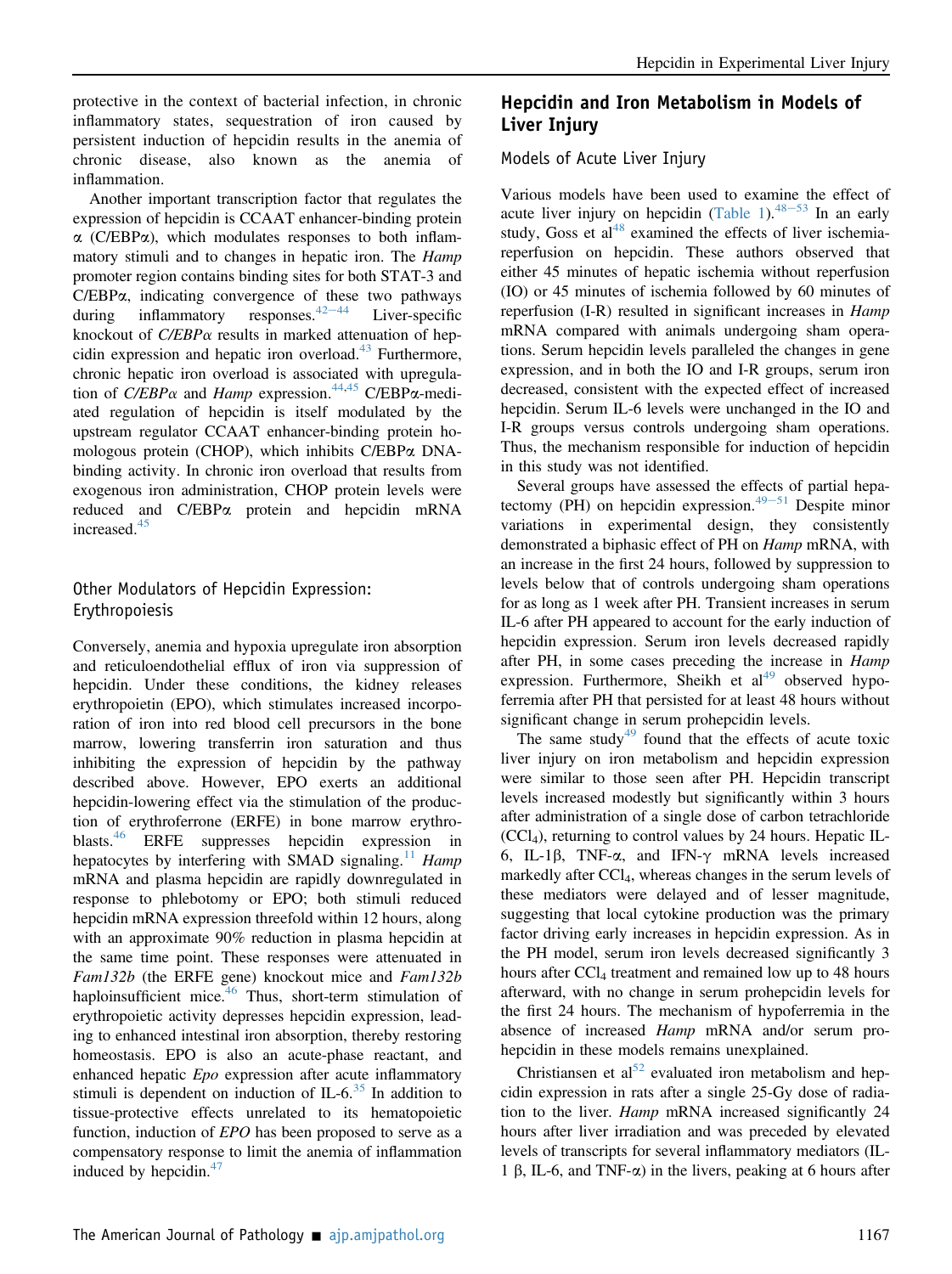protective in the context of bacterial infection, in chronic inflammatory states, sequestration of iron caused by persistent induction of hepcidin results in the anemia of chronic disease, also known as the anemia of inflammation.

Another important transcription factor that regulates the expression of hepcidin is CCAAT enhancer-binding protein α (C/EBPα), which modulates responses to both inflammatory stimuli and to changes in hepatic iron. The *Hamp* promoter region contains binding sites for both STAT-3 and C/EBPα, indicating convergence of these two pathways during inflammatory responses.[42–44] Liver-specific knockout of *C/EBPα* results in marked attenuation of hepcidin expression and hepatic iron overload.[43] Furthermore, chronic hepatic iron overload is associated with upregulation of *C/EBPα* and *Hamp* expression.[44,45] C/EBPα-mediated regulation of hepcidin is itself modulated by the upstream regulator CCAAT enhancer-binding protein homologous protein (CHOP), which inhibits C/EBPα DNA-binding activity. In chronic iron overload that results from exogenous iron administration, CHOP protein levels were reduced and C/EBPα protein and hepcidin mRNA increased.[45]

### Other Modulators of Hepcidin Expression: Erythropoiesis

Conversely, anemia and hypoxia upregulate iron absorption and reticuloendothelial efflux of iron via suppression of hepcidin. Under these conditions, the kidney releases erythropoietin (EPO), which stimulates increased incorporation of iron into red blood cell precursors in the bone marrow, lowering transferrin iron saturation and thus inhibiting the expression of hepcidin by the pathway described above. However, EPO exerts an additional hepcidin-lowering effect via the stimulation of the production of erythroferrone (ERFE) in bone marrow erythroblasts.[46] ERFE suppresses hepcidin expression in hepatocytes by interfering with SMAD signaling.[11] *Hamp* mRNA and plasma hepcidin are rapidly downregulated in response to phlebotomy or EPO; both stimuli reduced hepcidin mRNA expression threefold within 12 hours, along with an approximate 90% reduction in plasma hepcidin at the same time point. These responses were attenuated in *Fam132b* (the ERFE gene) knockout mice and *Fam132b* haploinsufficient mice.[46] Thus, short-term stimulation of erythropoietic activity depresses hepcidin expression, leading to enhanced intestinal iron absorption, thereby restoring homeostasis. EPO is also an acute-phase reactant, and enhanced hepatic *Epo* expression after acute inflammatory stimuli is dependent on induction of IL-6.[35] In addition to tissue-protective effects unrelated to its hematopoietic function, induction of *EPO* has been proposed to serve as a compensatory response to limit the anemia of inflammation induced by hepcidin.[47]

## Hepcidin and Iron Metabolism in Models of Liver Injury

### Models of Acute Liver Injury

Various models have been used to examine the effect of acute liver injury on hepcidin (Table 1).[48–53] In an early study, Goss et al[48] examined the effects of liver ischemia-reperfusion on hepcidin. These authors observed that either 45 minutes of hepatic ischemia without reperfusion (IO) or 45 minutes of ischemia followed by 60 minutes of reperfusion (I-R) resulted in significant increases in *Hamp* mRNA compared with animals undergoing sham operations. Serum hepcidin levels paralleled the changes in gene expression, and in both the IO and I-R groups, serum iron decreased, consistent with the expected effect of increased hepcidin. Serum IL-6 levels were unchanged in the IO and I-R groups versus controls undergoing sham operations. Thus, the mechanism responsible for induction of hepcidin in this study was not identified.

Several groups have assessed the effects of partial hepatectomy (PH) on hepcidin expression.[49–51] Despite minor variations in experimental design, they consistently demonstrated a biphasic effect of PH on *Hamp* mRNA, with an increase in the first 24 hours, followed by suppression to levels below that of controls undergoing sham operations for as long as 1 week after PH. Transient increases in serum IL-6 after PH appeared to account for the early induction of hepcidin expression. Serum iron levels decreased rapidly after PH, in some cases preceding the increase in *Hamp* expression. Furthermore, Sheikh et al[49] observed hypoferremia after PH that persisted for at least 48 hours without significant change in serum prohepcidin levels.

The same study[49] found that the effects of acute toxic liver injury on iron metabolism and hepcidin expression were similar to those seen after PH. Hepcidin transcript levels increased modestly but significantly within 3 hours after administration of a single dose of carbon tetrachloride ($CCl_4$), returning to control values by 24 hours. Hepatic IL-6, IL-1β, TNF-α, and IFN-γ mRNA levels increased markedly after $CCl_4$, whereas changes in the serum levels of these mediators were delayed and of lesser magnitude, suggesting that local cytokine production was the primary factor driving early increases in hepcidin expression. As in the PH model, serum iron levels decreased significantly 3 hours after $CCl_4$ treatment and remained low up to 48 hours afterward, with no change in serum prohepcidin levels for the first 24 hours. The mechanism of hypoferremia in the absence of increased *Hamp* mRNA and/or serum prohepcidin in these models remains unexplained.

Christiansen et al[52] evaluated iron metabolism and hepcidin expression in rats after a single 25-Gy dose of radiation to the liver. *Hamp* mRNA increased significantly 24 hours after liver irradiation and was preceded by elevated levels of transcripts for several inflammatory mediators (IL-1 β, IL-6, and TNF-α) in the livers, peaking at 6 hours after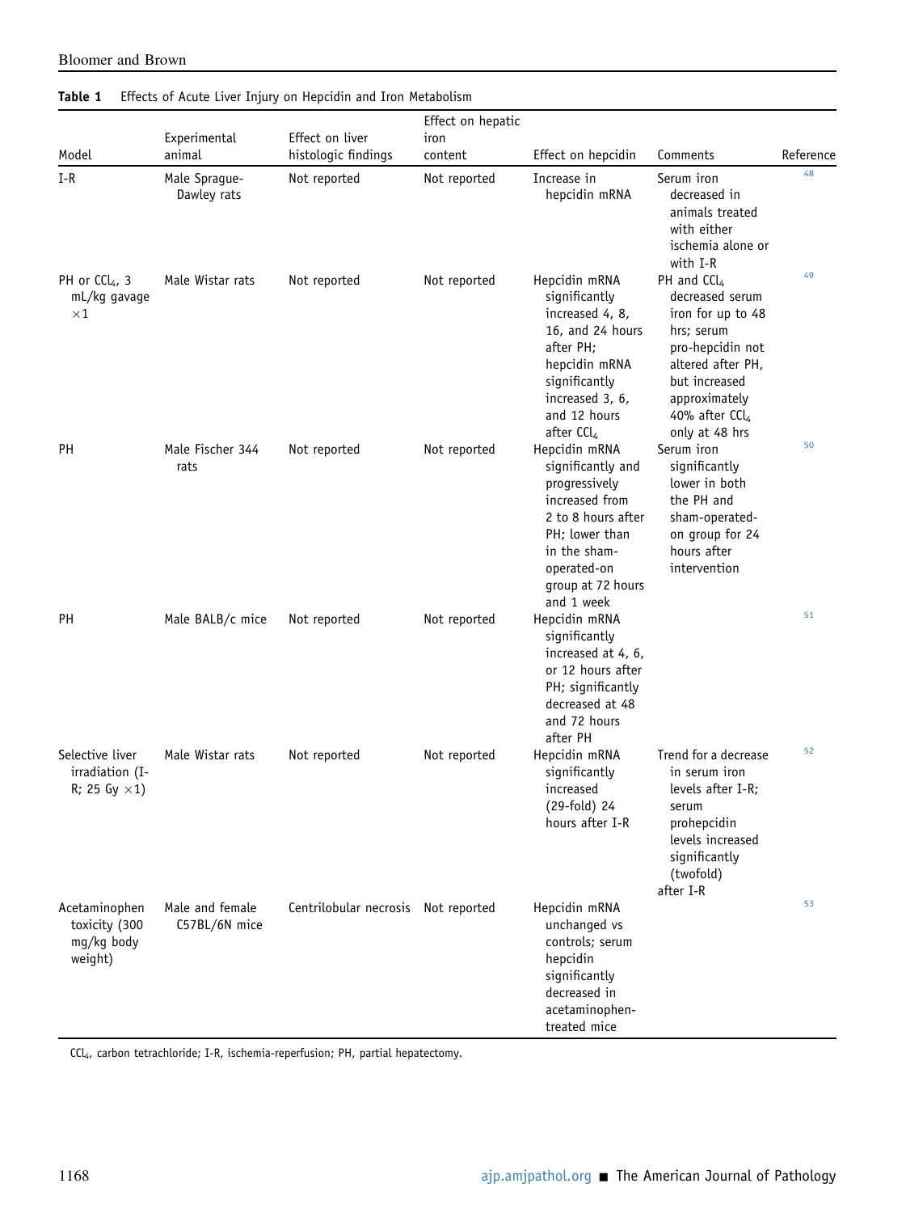**Table 1** Effects of Acute Liver Injury on Hepcidin and Iron Metabolism

| Model | Experimental animal | Effect on liver histologic findings | Effect on hepatic iron content | Effect on hepcidin | Comments | Reference |
|---|---|---|---|---|---|---|
| I-R | Male Sprague-Dawley rats | Not reported | Not reported | Increase in hepcidin mRNA | Serum iron decreased in animals treated with either ischemia alone or with I-R | 48 |
| PH or $CCl_4$, 3 mL/kg gavage ×1 | Male Wistar rats | Not reported | Not reported | Hepcidin mRNA significantly increased 4, 8, 16, and 24 hours after PH; hepcidin mRNA significantly increased 3, 6, and 12 hours after $CCl_4$ | PH and $CCl_4$ decreased serum iron for up to 48 hrs; serum pro-hepcidin not altered after PH, but increased approximately 40% after $CCl_4$ only at 48 hrs | 49 |
| PH | Male Fischer 344 rats | Not reported | Not reported | Hepcidin mRNA significantly and progressively increased from 2 to 8 hours after PH; lower than in the sham-operated-on group at 72 hours and 1 week | Serum iron significantly lower in both the PH and sham-operated-on group for 24 hours after intervention | 50 |
| PH | Male BALB/c mice | Not reported | Not reported | Hepcidin mRNA significantly increased at 4, 6, or 12 hours after PH; significantly decreased at 48 and 72 hours after PH | | 51 |
| Selective liver irradiation (I-R; 25 Gy ×1) | Male Wistar rats | Not reported | Not reported | Hepcidin mRNA significantly increased (29-fold) 24 hours after I-R | Trend for a decrease in serum iron levels after I-R; serum prohepcidin levels increased significantly (twofold) after I-R | 52 |
| Acetaminophen toxicity (300 mg/kg body weight) | Male and female C57BL/6N mice | Centrilobular necrosis | Not reported | Hepcidin mRNA unchanged vs controls; serum hepcidin significantly decreased in acetaminophen-treated mice | | 53 |

$CCl_4$, carbon tetrachloride; I-R, ischemia-reperfusion; PH, partial hepatectomy.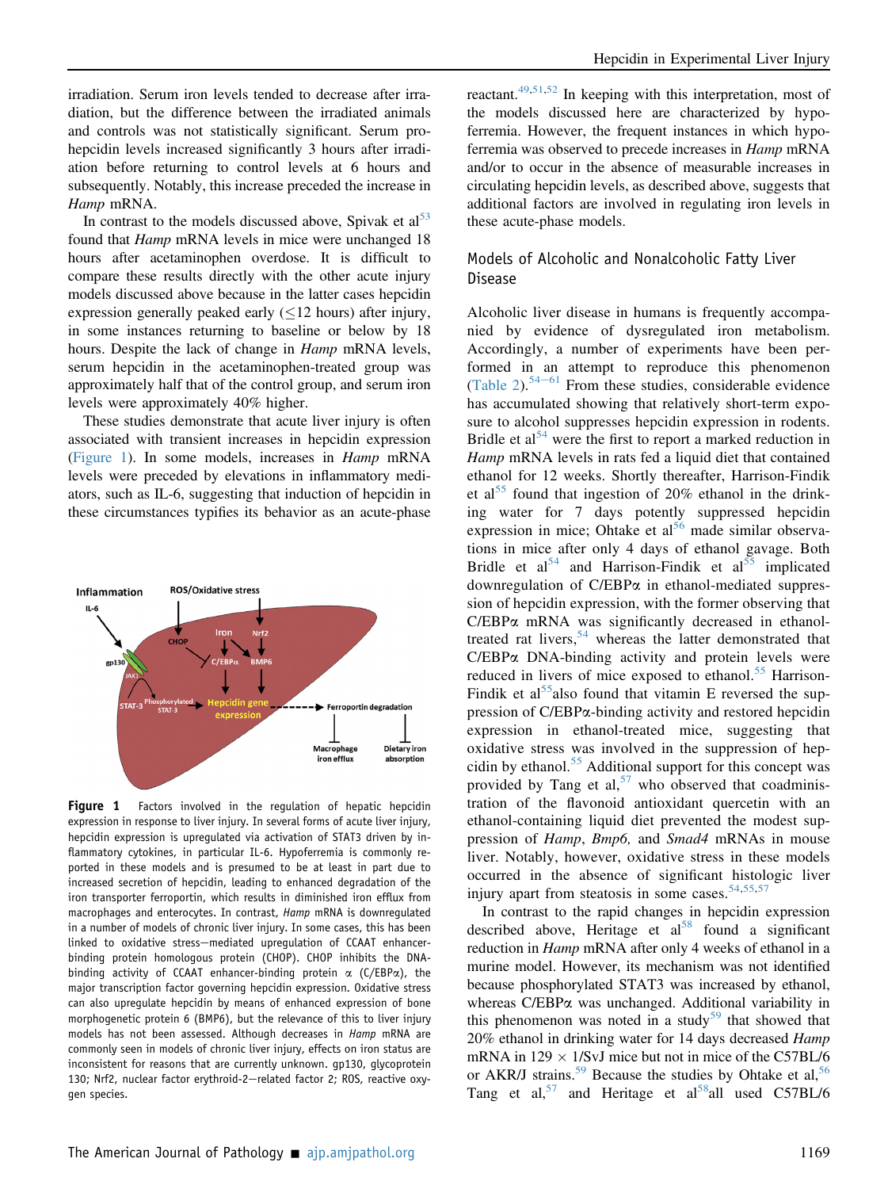irradiation. Serum iron levels tended to decrease after irradiation, but the difference between the irradiated animals and controls was not statistically significant. Serum prohepcidin levels increased significantly 3 hours after irradiation before returning to control levels at 6 hours and subsequently. Notably, this increase preceded the increase in *Hamp* mRNA.

In contrast to the models discussed above, Spivak et al[53] found that *Hamp* mRNA levels in mice were unchanged 18 hours after acetaminophen overdose. It is difficult to compare these results directly with the other acute injury models discussed above because in the latter cases hepcidin expression generally peaked early (≤12 hours) after injury, in some instances returning to baseline or below by 18 hours. Despite the lack of change in *Hamp* mRNA levels, serum hepcidin in the acetaminophen-treated group was approximately half that of the control group, and serum iron levels were approximately 40% higher.

These studies demonstrate that acute liver injury is often associated with transient increases in hepcidin expression (Figure 1). In some models, increases in *Hamp* mRNA levels were preceded by elevations in inflammatory mediators, such as IL-6, suggesting that induction of hepcidin in these circumstances typifies its behavior as an acute-phase reactant.[49,51,52] In keeping with this interpretation, most of the models discussed here are characterized by hypoferremia. However, the frequent instances in which hypoferremia was observed to precede increases in *Hamp* mRNA and/or to occur in the absence of measurable increases in circulating hepcidin levels, as described above, suggests that additional factors are involved in regulating iron levels in these acute-phase models.

**Figure 1** Factors involved in the regulation of hepatic hepcidin expression in response to liver injury. In several forms of acute liver injury, hepcidin expression is upregulated via activation of STAT3 driven by inflammatory cytokines, in particular IL-6. Hypoferremia is commonly reported in these models and is presumed to be at least in part due to increased secretion of hepcidin, leading to enhanced degradation of the iron transporter ferroportin, which results in diminished iron efflux from macrophages and enterocytes. In contrast, *Hamp* mRNA is downregulated in a number of models of chronic liver injury. In some cases, this has been linked to oxidative stress–mediated upregulation of CCAAT enhancer-binding protein homologous protein (CHOP). CHOP inhibits the DNA-binding activity of CCAAT enhancer-binding protein α (C/EBPα), the major transcription factor governing hepcidin expression. Oxidative stress can also upregulate hepcidin by means of enhanced expression of bone morphogenetic protein 6 (BMP6), but the relevance of this to liver injury models has not been assessed. Although decreases in *Hamp* mRNA are commonly seen in models of chronic liver injury, effects on iron status are inconsistent for reasons that are currently unknown. gp130, glycoprotein 130; Nrf2, nuclear factor erythroid-2–related factor 2; ROS, reactive oxygen species.

## Models of Alcoholic and Nonalcoholic Fatty Liver Disease

Alcoholic liver disease in humans is frequently accompanied by evidence of dysregulated iron metabolism. Accordingly, a number of experiments have been performed in an attempt to reproduce this phenomenon (Table 2).[54–61] From these studies, considerable evidence has accumulated showing that relatively short-term exposure to alcohol suppresses hepcidin expression in rodents. Bridle et al[54] were the first to report a marked reduction in *Hamp* mRNA levels in rats fed a liquid diet that contained ethanol for 12 weeks. Shortly thereafter, Harrison-Findik et al[55] found that ingestion of 20% ethanol in the drinking water for 7 days potently suppressed hepcidin expression in mice; Ohtake et al[56] made similar observations in mice after only 4 days of ethanol gavage. Both Bridle et al[54] and Harrison-Findik et al[55] implicated downregulation of C/EBPα in ethanol-mediated suppression of hepcidin expression, with the former observing that C/EBPα mRNA was significantly decreased in ethanol-treated rat livers,[54] whereas the latter demonstrated that C/EBPα DNA-binding activity and protein levels were reduced in livers of mice exposed to ethanol.[55] Harrison-Findik et al[55] also found that vitamin E reversed the suppression of C/EBPα-binding activity and restored hepcidin expression in ethanol-treated mice, suggesting that oxidative stress was involved in the suppression of hepcidin by ethanol.[55] Additional support for this concept was provided by Tang et al,[57] who observed that coadministration of the flavonoid antioxidant quercetin with an ethanol-containing liquid diet prevented the modest suppression of *Hamp*, *Bmp6*, and *Smad4* mRNAs in mouse liver. Notably, however, oxidative stress in these models occurred in the absence of significant histologic liver injury apart from steatosis in some cases.[54,55,57]

In contrast to the rapid changes in hepcidin expression described above, Heritage et al[58] found a significant reduction in *Hamp* mRNA after only 4 weeks of ethanol in a murine model. However, its mechanism was not identified because phosphorylated STAT3 was increased by ethanol, whereas C/EBPα was unchanged. Additional variability in this phenomenon was noted in a study[59] that showed that 20% ethanol in drinking water for 14 days decreased *Hamp* mRNA in 129 × 1/SvJ mice but not in mice of the C57BL/6 or AKR/J strains.[59] Because the studies by Ohtake et al,[56] Tang et al,[57] and Heritage et al[58] all used C57BL/6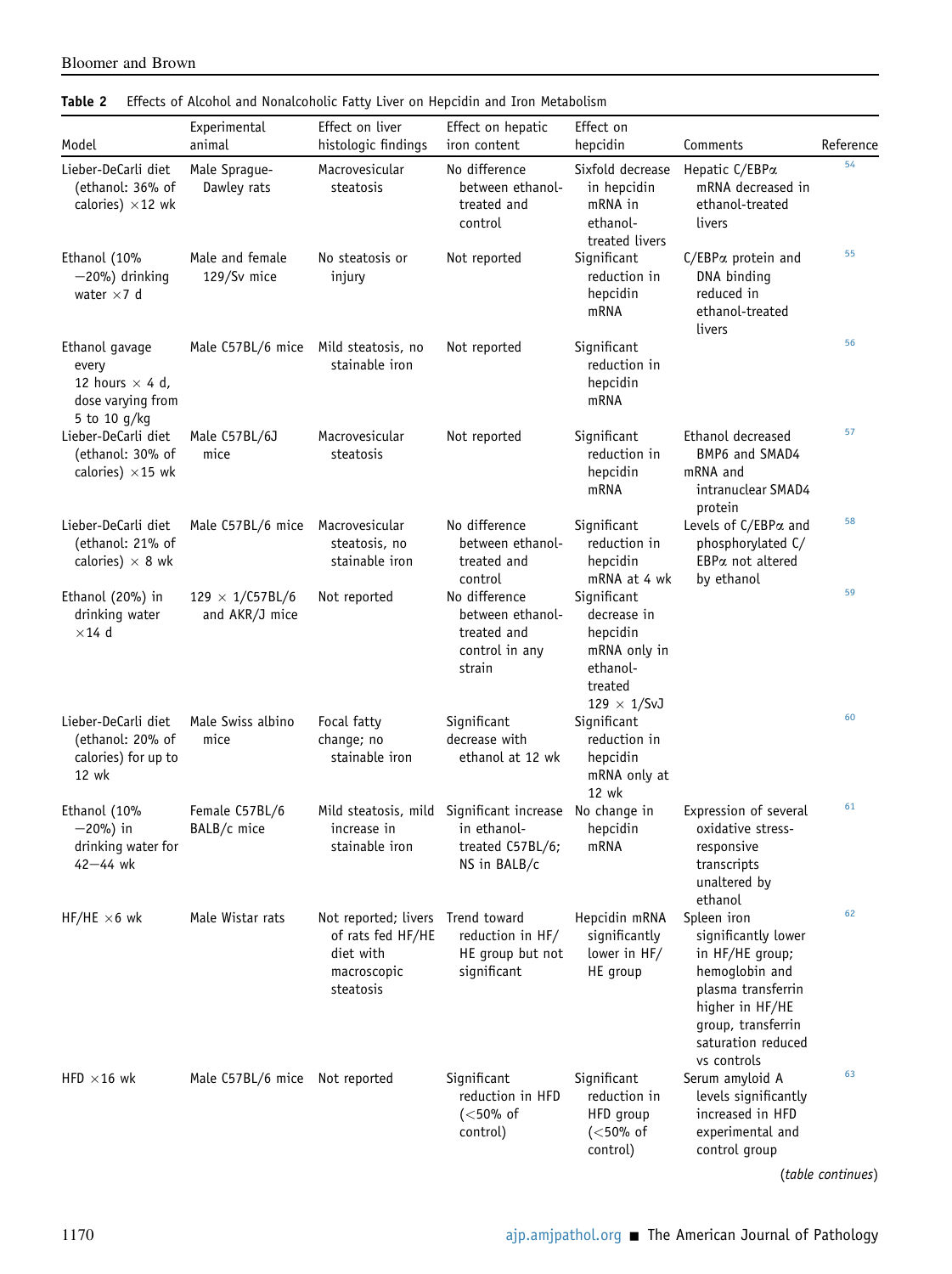**Table 2** Effects of Alcohol and Nonalcoholic Fatty Liver on Hepcidin and Iron Metabolism

| Model | Experimental animal | Effect on liver histologic findings | Effect on hepatic iron content | Effect on hepcidin | Comments | Reference |
|---|---|---|---|---|---|---|
| Lieber-DeCarli diet (ethanol: 36% of calories) ×12 wk | Male Sprague-Dawley rats | Macrovesicular steatosis | No difference between ethanol-treated and control | Sixfold decrease in hepcidin mRNA in ethanol-treated livers | Hepatic C/EBPα mRNA decreased in ethanol-treated livers | 54 |
| Ethanol (10%−20%) drinking water ×7 d | Male and female 129/Sv mice | No steatosis or injury | Not reported | Significant reduction in hepcidin mRNA | C/EBPα protein and DNA binding reduced in ethanol-treated livers | 55 |
| Ethanol gavage every 12 hours × 4 d, dose varying from 5 to 10 g/kg | Male C57BL/6 mice | Mild steatosis, no stainable iron | Not reported | Significant reduction in hepcidin mRNA | | 56 |
| Lieber-DeCarli diet (ethanol: 30% of calories) ×15 wk | Male C57BL/6J mice | Macrovesicular steatosis | Not reported | Significant reduction in hepcidin mRNA | Ethanol decreased BMP6 and SMAD4 mRNA and intranuclear SMAD4 protein | 57 |
| Lieber-DeCarli diet (ethanol: 21% of calories) × 8 wk | Male C57BL/6 mice | Macrovesicular steatosis, no stainable iron | No difference between ethanol-treated and control | Significant reduction in hepcidin mRNA at 4 wk | Levels of C/EBPα and phosphorylated C/EBPα not altered by ethanol | 58 |
| Ethanol (20%) in drinking water ×14 d | 129 × 1/C57BL/6 and AKR/J mice | Not reported | No difference between ethanol-treated and control in any strain | Significant decrease in hepcidin mRNA only in ethanol-treated 129 × 1/SvJ | | 59 |
| Lieber-DeCarli diet (ethanol: 20% of calories) for up to 12 wk | Male Swiss albino mice | Focal fatty change; no stainable iron | Significant decrease with ethanol at 12 wk | Significant reduction in hepcidin mRNA only at 12 wk | | 60 |
| Ethanol (10%−20%) in drinking water for 42−44 wk | Female C57BL/6 BALB/c mice | Mild steatosis, mild increase in stainable iron | Significant increase in ethanol-treated C57BL/6; NS in BALB/c | No change in hepcidin mRNA | Expression of several oxidative stress-responsive transcripts unaltered by ethanol | 61 |
| HF/HE ×6 wk | Male Wistar rats | Not reported; livers of rats fed HF/HE diet with macroscopic steatosis | Trend toward reduction in HF/HE group but not significant | Hepcidin mRNA significantly lower in HF/HE group | Spleen iron significantly lower in HF/HE group; hemoglobin and plasma transferrin higher in HF/HE group, transferrin saturation reduced vs controls | 62 |
| HFD ×16 wk | Male C57BL/6 mice | Not reported | Significant reduction in HFD (<50% of control) | Significant reduction in HFD group (<50% of control) | Serum amyloid A levels significantly increased in HFD experimental and control group | 63 |

(*table continues*)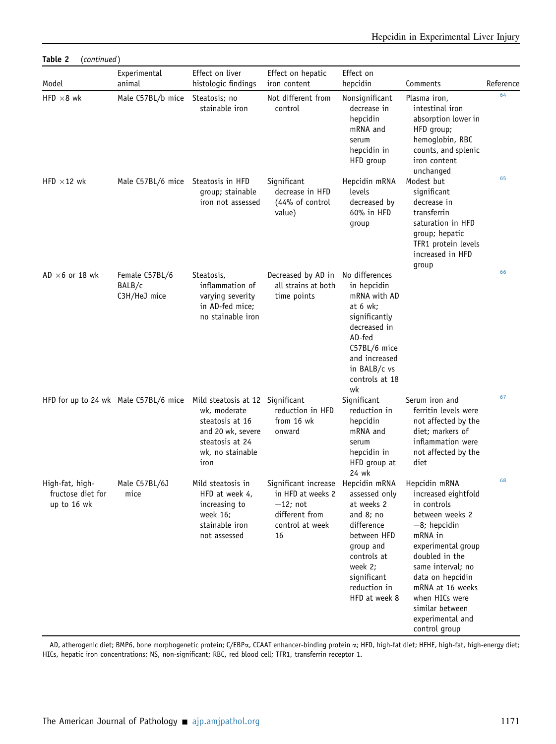**Table 2** (*continued*)

| Model | Experimental animal | Effect on liver histologic findings | Effect on hepatic iron content | Effect on hepcidin | Comments | Reference |
|---|---|---|---|---|---|---|
| HFD ×8 wk | Male C57BL/b mice | Steatosis; no stainable iron | Not different from control | Nonsignificant decrease in hepcidin mRNA and serum hepcidin in HFD group | Plasma iron, intestinal iron absorption lower in HFD group; hemoglobin, RBC counts, and splenic iron content unchanged | 64 |
| HFD ×12 wk | Male C57BL/6 mice | Steatosis in HFD group; stainable iron not assessed | Significant decrease in HFD (44% of control value) | Hepcidin mRNA levels decreased by 60% in HFD group | Modest but significant decrease in transferrin saturation in HFD group; hepatic TFR1 protein levels increased in HFD group | 65 |
| AD ×6 or 18 wk | Female C57BL/6 BALB/c C3H/HeJ mice | Steatosis, inflammation of varying severity in AD-fed mice; no stainable iron | Decreased by AD in all strains at both time points | No differences in hepcidin mRNA with AD at 6 wk; significantly decreased in AD-fed C57BL/6 mice and increased in BALB/c vs controls at 18 wk | | 66 |
| HFD for up to 24 wk | Male C57BL/6 mice | Mild steatosis at 12 wk, moderate steatosis at 16 and 20 wk, severe steatosis at 24 wk, no stainable iron | Significant reduction in HFD from 16 wk onward | Significant reduction in hepcidin mRNA and serum hepcidin in HFD group at 24 wk | Serum iron and ferritin levels were not affected by the diet; markers of inflammation were not affected by the diet | 67 |
| High-fat, high-fructose diet for up to 16 wk | Male C57BL/6J mice | Mild steatosis in HFD at week 4, increasing to week 16; stainable iron not assessed | Significant increase in HFD at weeks 2−12; not different from control at week 16 | Hepcidin mRNA assessed only at weeks 2 and 8; no difference between HFD group and controls at week 2; significant reduction in HFD at week 8 | Hepcidin mRNA increased eightfold in controls between weeks 2−8; hepcidin mRNA in experimental group doubled in the same interval; no data on hepcidin mRNA at 16 weeks when HICs were similar between experimental and control group | 68 |

AD, atherogenic diet; BMP6, bone morphogenetic protein; C/EBPα, CCAAT enhancer-binding protein α; HFD, high-fat diet; HFHE, high-fat, high-energy diet; HICs, hepatic iron concentrations; NS, non-significant; RBC, red blood cell; TFR1, transferrin receptor 1.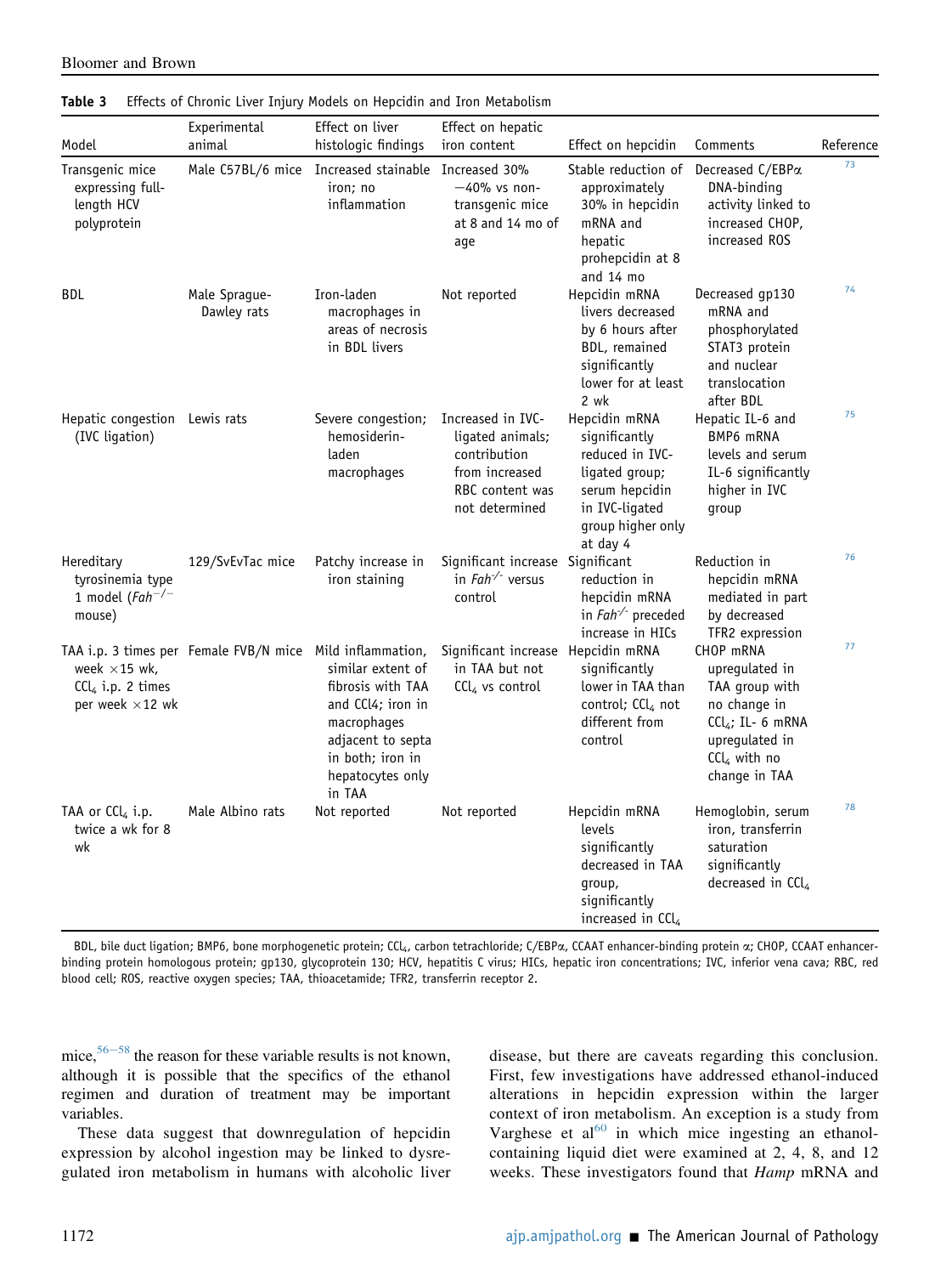**Table 3** Effects of Chronic Liver Injury Models on Hepcidin and Iron Metabolism

| Model | Experimental animal | Effect on liver histologic findings | Effect on hepatic iron content | Effect on hepcidin | Comments | Reference |
|---|---|---|---|---|---|---|
| Transgenic mice expressing full-length HCV polyprotein | Male C57BL/6 mice | Increased stainable iron; no inflammation | Increased 30%−40% vs non-transgenic mice at 8 and 14 mo of age | Stable reduction of approximately 30% in hepcidin mRNA and hepatic prohepcidin at 8 and 14 mo | Decreased C/EBPα DNA-binding activity linked to increased CHOP, increased ROS | 73 |
| BDL | Male Sprague-Dawley rats | Iron-laden macrophages in areas of necrosis in BDL livers | Not reported | Hepcidin mRNA livers decreased by 6 hours after BDL, remained significantly lower for at least 2 wk | Decreased gp130 mRNA and phosphorylated STAT3 protein and nuclear translocation after BDL | 74 |
| Hepatic congestion (IVC ligation) | Lewis rats | Severe congestion; hemosiderin-laden macrophages | Increased in IVC-ligated animals; contribution from increased RBC content was not determined | Hepcidin mRNA significantly reduced in IVC-ligated group; serum hepcidin in IVC-ligated group higher only at day 4 | Hepatic IL-6 and BMP6 mRNA levels and serum IL-6 significantly higher in IVC group | 75 |
| Hereditary tyrosinemia type 1 model (*Fah*$^{-/-}$ mouse) | 129/SvEvTac mice | Patchy increase in iron staining | Significant increase in *Fah*$^{-/-}$ versus control | Significant reduction in hepcidin mRNA in *Fah*$^{-/-}$ preceded increase in HICs | Reduction in hepcidin mRNA mediated in part by decreased TFR2 expression | 76 |
| TAA i.p. 3 times per week ×15 wk, $CCl_4$ i.p. 2 times per week ×12 wk | Female FVB/N mice | Mild inflammation, similar extent of fibrosis with TAA and CCl4; iron in macrophages adjacent to septa in both; iron in hepatocytes only in TAA | Significant increase in TAA but not $CCl_4$ vs control | Hepcidin mRNA significantly lower in TAA than control; $CCl_4$ not different from control | CHOP mRNA upregulated in TAA group with no change in $CCl_4$; IL- 6 mRNA upregulated in $CCl_4$ with no change in TAA | 77 |
| TAA or $CCl_4$ i.p. twice a wk for 8 wk | Male Albino rats | Not reported | Not reported | Hepcidin mRNA levels significantly decreased in TAA group, significantly increased in $CCl_4$ | Hemoglobin, serum iron, transferrin saturation significantly decreased in $CCl_4$ | 78 |

BDL, bile duct ligation; BMP6, bone morphogenetic protein; $CCl_4$, carbon tetrachloride; C/EBPα, CCAAT enhancer-binding protein α; CHOP, CCAAT enhancer-binding protein homologous protein; gp130, glycoprotein 130; HCV, hepatitis C virus; HICs, hepatic iron concentrations; IVC, inferior vena cava; RBC, red blood cell; ROS, reactive oxygen species; TAA, thioacetamide; TFR2, transferrin receptor 2.

mice,[56−58] the reason for these variable results is not known, although it is possible that the specifics of the ethanol regimen and duration of treatment may be important variables.

These data suggest that downregulation of hepcidin expression by alcohol ingestion may be linked to dysregulated iron metabolism in humans with alcoholic liver disease, but there are caveats regarding this conclusion. First, few investigations have addressed ethanol-induced alterations in hepcidin expression within the larger context of iron metabolism. An exception is a study from Varghese et al[60] in which mice ingesting an ethanol-containing liquid diet were examined at 2, 4, 8, and 12 weeks. These investigators found that *Hamp* mRNA and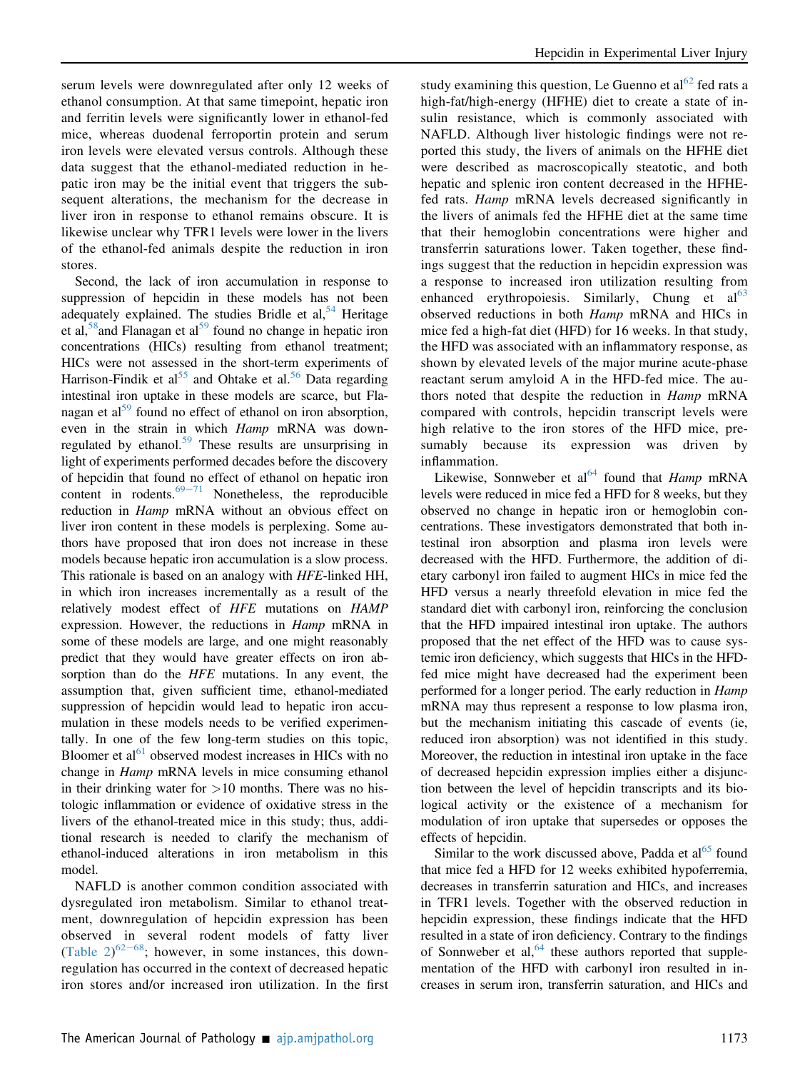serum levels were downregulated after only 12 weeks of ethanol consumption. At that same timepoint, hepatic iron and ferritin levels were significantly lower in ethanol-fed mice, whereas duodenal ferroportin protein and serum iron levels were elevated versus controls. Although these data suggest that the ethanol-mediated reduction in hepatic iron may be the initial event that triggers the subsequent alterations, the mechanism for the decrease in liver iron in response to ethanol remains obscure. It is likewise unclear why TFR1 levels were lower in the livers of the ethanol-fed animals despite the reduction in iron stores.

Second, the lack of iron accumulation in response to suppression of hepcidin in these models has not been adequately explained. The studies Bridle et al,[54] Heritage et al,[58] and Flanagan et al[59] found no change in hepatic iron concentrations (HICs) resulting from ethanol treatment; HICs were not assessed in the short-term experiments of Harrison-Findik et al[55] and Ohtake et al.[56] Data regarding intestinal iron uptake in these models are scarce, but Flanagan et al[59] found no effect of ethanol on iron absorption, even in the strain in which *Hamp* mRNA was downregulated by ethanol.[59] These results are unsurprising in light of experiments performed decades before the discovery of hepcidin that found no effect of ethanol on hepatic iron content in rodents.[69−71] Nonetheless, the reproducible reduction in *Hamp* mRNA without an obvious effect on liver iron content in these models is perplexing. Some authors have proposed that iron does not increase in these models because hepatic iron accumulation is a slow process. This rationale is based on an analogy with *HFE*-linked HH, in which iron increases incrementally as a result of the relatively modest effect of *HFE* mutations on *HAMP* expression. However, the reductions in *Hamp* mRNA in some of these models are large, and one might reasonably predict that they would have greater effects on iron absorption than do the *HFE* mutations. In any event, the assumption that, given sufficient time, ethanol-mediated suppression of hepcidin would lead to hepatic iron accumulation in these models needs to be verified experimentally. In one of the few long-term studies on this topic, Bloomer et al[61] observed modest increases in HICs with no change in *Hamp* mRNA levels in mice consuming ethanol in their drinking water for >10 months. There was no histologic inflammation or evidence of oxidative stress in the livers of the ethanol-treated mice in this study; thus, additional research is needed to clarify the mechanism of ethanol-induced alterations in iron metabolism in this model.

NAFLD is another common condition associated with dysregulated iron metabolism. Similar to ethanol treatment, downregulation of hepcidin expression has been observed in several rodent models of fatty liver (Table 2)[62−68]; however, in some instances, this downregulation has occurred in the context of decreased hepatic iron stores and/or increased iron utilization. In the first study examining this question, Le Guenno et al[62] fed rats a high-fat/high-energy (HFHE) diet to create a state of insulin resistance, which is commonly associated with NAFLD. Although liver histologic findings were not reported this study, the livers of animals on the HFHE diet were described as macroscopically steatotic, and both hepatic and splenic iron content decreased in the HFHE-fed rats. *Hamp* mRNA levels decreased significantly in the livers of animals fed the HFHE diet at the same time that their hemoglobin concentrations were higher and transferrin saturations lower. Taken together, these findings suggest that the reduction in hepcidin expression was a response to increased iron utilization resulting from enhanced erythropoiesis. Similarly, Chung et al[63] observed reductions in both *Hamp* mRNA and HICs in mice fed a high-fat diet (HFD) for 16 weeks. In that study, the HFD was associated with an inflammatory response, as shown by elevated levels of the major murine acute-phase reactant serum amyloid A in the HFD-fed mice. The authors noted that despite the reduction in *Hamp* mRNA compared with controls, hepcidin transcript levels were high relative to the iron stores of the HFD mice, presumably because its expression was driven by inflammation.

Likewise, Sonnweber et al[64] found that *Hamp* mRNA levels were reduced in mice fed a HFD for 8 weeks, but they observed no change in hepatic iron or hemoglobin concentrations. These investigators demonstrated that both intestinal iron absorption and plasma iron levels were decreased with the HFD. Furthermore, the addition of dietary carbonyl iron failed to augment HICs in mice fed the HFD versus a nearly threefold elevation in mice fed the standard diet with carbonyl iron, reinforcing the conclusion that the HFD impaired intestinal iron uptake. The authors proposed that the net effect of the HFD was to cause systemic iron deficiency, which suggests that HICs in the HFD-fed mice might have decreased had the experiment been performed for a longer period. The early reduction in *Hamp* mRNA may thus represent a response to low plasma iron, but the mechanism initiating this cascade of events (ie, reduced iron absorption) was not identified in this study. Moreover, the reduction in intestinal iron uptake in the face of decreased hepcidin expression implies either a disjunction between the level of hepcidin transcripts and its biological activity or the existence of a mechanism for modulation of iron uptake that supersedes or opposes the effects of hepcidin.

Similar to the work discussed above, Padda et al[65] found that mice fed a HFD for 12 weeks exhibited hypoferremia, decreases in transferrin saturation and HICs, and increases in TFR1 levels. Together with the observed reduction in hepcidin expression, these findings indicate that the HFD resulted in a state of iron deficiency. Contrary to the findings of Sonnweber et al,[64] these authors reported that supplementation of the HFD with carbonyl iron resulted in increases in serum iron, transferrin saturation, and HICs and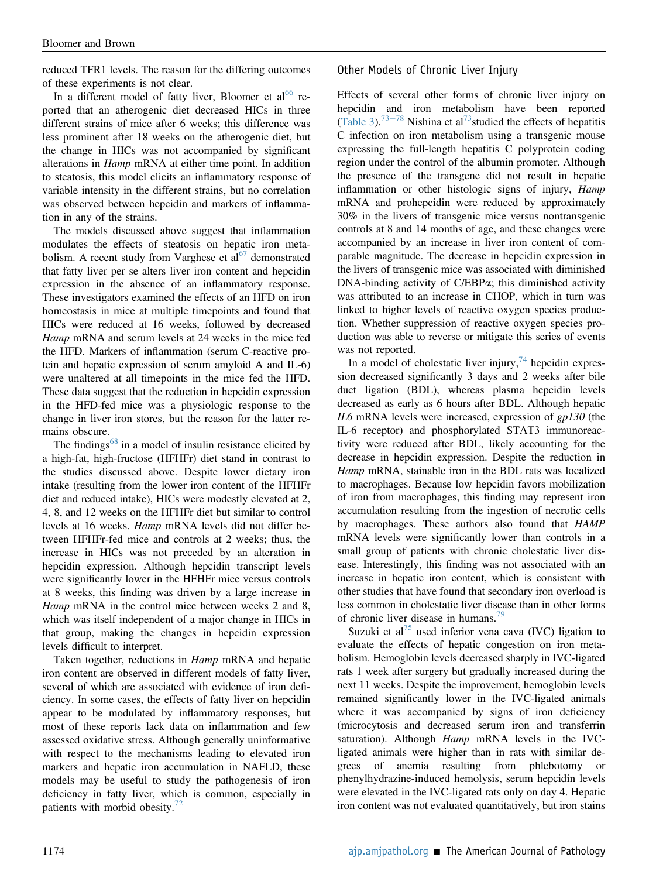reduced TFR1 levels. The reason for the differing outcomes of these experiments is not clear.

In a different model of fatty liver, Bloomer et al[66] reported that an atherogenic diet decreased HICs in three different strains of mice after 6 weeks; this difference was less prominent after 18 weeks on the atherogenic diet, but the change in HICs was not accompanied by significant alterations in *Hamp* mRNA at either time point. In addition to steatosis, this model elicits an inflammatory response of variable intensity in the different strains, but no correlation was observed between hepcidin and markers of inflammation in any of the strains.

The models discussed above suggest that inflammation modulates the effects of steatosis on hepatic iron metabolism. A recent study from Varghese et al[67] demonstrated that fatty liver per se alters liver iron content and hepcidin expression in the absence of an inflammatory response. These investigators examined the effects of an HFD on iron homeostasis in mice at multiple timepoints and found that HICs were reduced at 16 weeks, followed by decreased *Hamp* mRNA and serum levels at 24 weeks in the mice fed the HFD. Markers of inflammation (serum C-reactive protein and hepatic expression of serum amyloid A and IL-6) were unaltered at all timepoints in the mice fed the HFD. These data suggest that the reduction in hepcidin expression in the HFD-fed mice was a physiologic response to the change in liver iron stores, but the reason for the latter remains obscure.

The findings[68] in a model of insulin resistance elicited by a high-fat, high-fructose (HFHFr) diet stand in contrast to the studies discussed above. Despite lower dietary iron intake (resulting from the lower iron content of the HFHFr diet and reduced intake), HICs were modestly elevated at 2, 4, 8, and 12 weeks on the HFHFr diet but similar to control levels at 16 weeks. *Hamp* mRNA levels did not differ between HFHFr-fed mice and controls at 2 weeks; thus, the increase in HICs was not preceded by an alteration in hepcidin expression. Although hepcidin transcript levels were significantly lower in the HFHFr mice versus controls at 8 weeks, this finding was driven by a large increase in *Hamp* mRNA in the control mice between weeks 2 and 8, which was itself independent of a major change in HICs in that group, making the changes in hepcidin expression levels difficult to interpret.

Taken together, reductions in *Hamp* mRNA and hepatic iron content are observed in different models of fatty liver, several of which are associated with evidence of iron deficiency. In some cases, the effects of fatty liver on hepcidin appear to be modulated by inflammatory responses, but most of these reports lack data on inflammation and few assessed oxidative stress. Although generally uninformative with respect to the mechanisms leading to elevated iron markers and hepatic iron accumulation in NAFLD, these models may be useful to study the pathogenesis of iron deficiency in fatty liver, which is common, especially in patients with morbid obesity.[72]

## Other Models of Chronic Liver Injury

Effects of several other forms of chronic liver injury on hepcidin and iron metabolism have been reported (Table 3).[73–78] Nishina et al[73] studied the effects of hepatitis C infection on iron metabolism using a transgenic mouse expressing the full-length hepatitis C polyprotein coding region under the control of the albumin promoter. Although the presence of the transgene did not result in hepatic inflammation or other histologic signs of injury, *Hamp* mRNA and prohepcidin were reduced by approximately 30% in the livers of transgenic mice versus nontransgenic controls at 8 and 14 months of age, and these changes were accompanied by an increase in liver iron content of comparable magnitude. The decrease in hepcidin expression in the livers of transgenic mice was associated with diminished DNA-binding activity of C/EBPα; this diminished activity was attributed to an increase in CHOP, which in turn was linked to higher levels of reactive oxygen species production. Whether suppression of reactive oxygen species production was able to reverse or mitigate this series of events was not reported.

In a model of cholestatic liver injury,[74] hepcidin expression decreased significantly 3 days and 2 weeks after bile duct ligation (BDL), whereas plasma hepcidin levels decreased as early as 6 hours after BDL. Although hepatic *IL6* mRNA levels were increased, expression of *gp130* (the IL-6 receptor) and phosphorylated STAT3 immunoreactivity were reduced after BDL, likely accounting for the decrease in hepcidin expression. Despite the reduction in *Hamp* mRNA, stainable iron in the BDL rats was localized to macrophages. Because low hepcidin favors mobilization of iron from macrophages, this finding may represent iron accumulation resulting from the ingestion of necrotic cells by macrophages. These authors also found that *HAMP* mRNA levels were significantly lower than controls in a small group of patients with chronic cholestatic liver disease. Interestingly, this finding was not associated with an increase in hepatic iron content, which is consistent with other studies that have found that secondary iron overload is less common in cholestatic liver disease than in other forms of chronic liver disease in humans.[79]

Suzuki et al[75] used inferior vena cava (IVC) ligation to evaluate the effects of hepatic congestion on iron metabolism. Hemoglobin levels decreased sharply in IVC-ligated rats 1 week after surgery but gradually increased during the next 11 weeks. Despite the improvement, hemoglobin levels remained significantly lower in the IVC-ligated animals where it was accompanied by signs of iron deficiency (microcytosis and decreased serum iron and transferrin saturation). Although *Hamp* mRNA levels in the IVC-ligated animals were higher than in rats with similar degrees of anemia resulting from phlebotomy or phenylhydrazine-induced hemolysis, serum hepcidin levels were elevated in the IVC-ligated rats only on day 4. Hepatic iron content was not evaluated quantitatively, but iron stains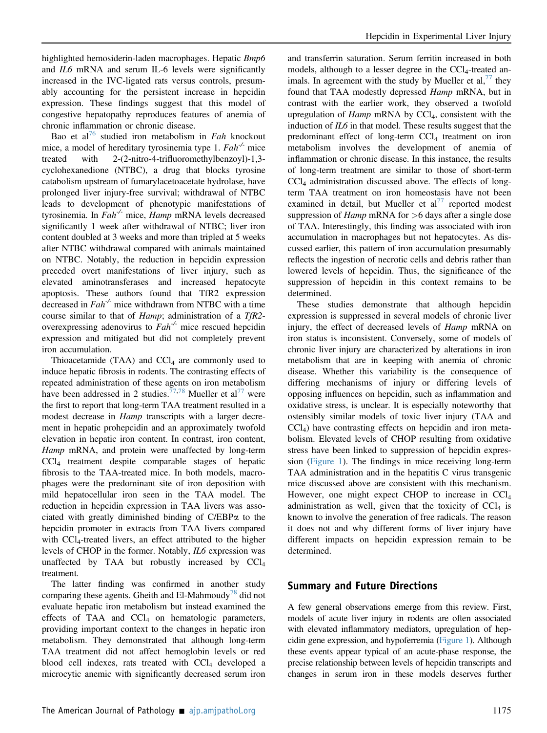highlighted hemosiderin-laden macrophages. Hepatic *Bmp6* and *IL6* mRNA and serum IL-6 levels were significantly increased in the IVC-ligated rats versus controls, presumably accounting for the persistent increase in hepcidin expression. These findings suggest that this model of congestive hepatopathy reproduces features of anemia of chronic inflammation or chronic disease.

Bao et al[76] studied iron metabolism in *Fah* knockout mice, a model of hereditary tyrosinemia type 1. $Fah^{-/-}$ mice treated with 2-(2-nitro-4-trifluoromethylbenzoyl)-1,3-cyclohexanedione (NTBC), a drug that blocks tyrosine catabolism upstream of fumarylacetoacetate hydrolase, have prolonged liver injury-free survival; withdrawal of NTBC leads to development of phenotypic manifestations of tyrosinemia. In $Fah^{-/-}$ mice, *Hamp* mRNA levels decreased significantly 1 week after withdrawal of NTBC; liver iron content doubled at 3 weeks and more than tripled at 5 weeks after NTBC withdrawal compared with animals maintained on NTBC. Notably, the reduction in hepcidin expression preceded overt manifestations of liver injury, such as elevated aminotransferases and increased hepatocyte apoptosis. These authors found that TfR2 expression decreased in $Fah^{-/-}$ mice withdrawn from NTBC with a time course similar to that of *Hamp*; administration of a *TfR2*-overexpressing adenovirus to $Fah^{-/-}$ mice rescued hepcidin expression and mitigated but did not completely prevent iron accumulation.

Thioacetamide (TAA) and $CCl_4$ are commonly used to induce hepatic fibrosis in rodents. The contrasting effects of repeated administration of these agents on iron metabolism have been addressed in 2 studies.[77,78] Mueller et al[77] were the first to report that long-term TAA treatment resulted in a modest decrease in *Hamp* transcripts with a larger decrement in hepatic prohepcidin and an approximately twofold elevation in hepatic iron content. In contrast, iron content, *Hamp* mRNA, and protein were unaffected by long-term $CCl_4$ treatment despite comparable stages of hepatic fibrosis to the TAA-treated mice. In both models, macrophages were the predominant site of iron deposition with mild hepatocellular iron seen in the TAA model. The reduction in hepcidin expression in TAA livers was associated with greatly diminished binding of C/EBPα to the hepcidin promoter in extracts from TAA livers compared with $CCl_4$-treated livers, an effect attributed to the higher levels of CHOP in the former. Notably, *IL6* expression was unaffected by TAA but robustly increased by $CCl_4$ treatment.

The latter finding was confirmed in another study comparing these agents. Gheith and El-Mahmoudy[78] did not evaluate hepatic iron metabolism but instead examined the effects of TAA and $CCl_4$ on hematologic parameters, providing important context to the changes in hepatic iron metabolism. They demonstrated that although long-term TAA treatment did not affect hemoglobin levels or red blood cell indexes, rats treated with $CCl_4$ developed a microcytic anemic with significantly decreased serum iron and transferrin saturation. Serum ferritin increased in both models, although to a lesser degree in the $CCl_4$-treated animals. In agreement with the study by Mueller et al,[77] they found that TAA modestly depressed *Hamp* mRNA, but in contrast with the earlier work, they observed a twofold upregulation of *Hamp* mRNA by $CCl_4$, consistent with the induction of *IL6* in that model. These results suggest that the predominant effect of long-term $CCl_4$ treatment on iron metabolism involves the development of anemia of inflammation or chronic disease. In this instance, the results of long-term treatment are similar to those of short-term $CCl_4$ administration discussed above. The effects of long-term TAA treatment on iron homeostasis have not been examined in detail, but Mueller et al[77] reported modest suppression of *Hamp* mRNA for >6 days after a single dose of TAA. Interestingly, this finding was associated with iron accumulation in macrophages but not hepatocytes. As discussed earlier, this pattern of iron accumulation presumably reflects the ingestion of necrotic cells and debris rather than lowered levels of hepcidin. Thus, the significance of the suppression of hepcidin in this context remains to be determined.

These studies demonstrate that although hepcidin expression is suppressed in several models of chronic liver injury, the effect of decreased levels of *Hamp* mRNA on iron status is inconsistent. Conversely, some of models of chronic liver injury are characterized by alterations in iron metabolism that are in keeping with anemia of chronic disease. Whether this variability is the consequence of differing mechanisms of injury or differing levels of opposing influences on hepcidin, such as inflammation and oxidative stress, is unclear. It is especially noteworthy that ostensibly similar models of toxic liver injury (TAA and $CCl_4$) have contrasting effects on hepcidin and iron metabolism. Elevated levels of CHOP resulting from oxidative stress have been linked to suppression of hepcidin expression (Figure 1). The findings in mice receiving long-term TAA administration and in the hepatitis C virus transgenic mice discussed above are consistent with this mechanism. However, one might expect CHOP to increase in $CCl_4$ administration as well, given that the toxicity of $CCl_4$ is known to involve the generation of free radicals. The reason it does not and why different forms of liver injury have different impacts on hepcidin expression remain to be determined.

## Summary and Future Directions

A few general observations emerge from this review. First, models of acute liver injury in rodents are often associated with elevated inflammatory mediators, upregulation of hepcidin gene expression, and hypoferremia (Figure 1). Although these events appear typical of an acute-phase response, the precise relationship between levels of hepcidin transcripts and changes in serum iron in these models deserves further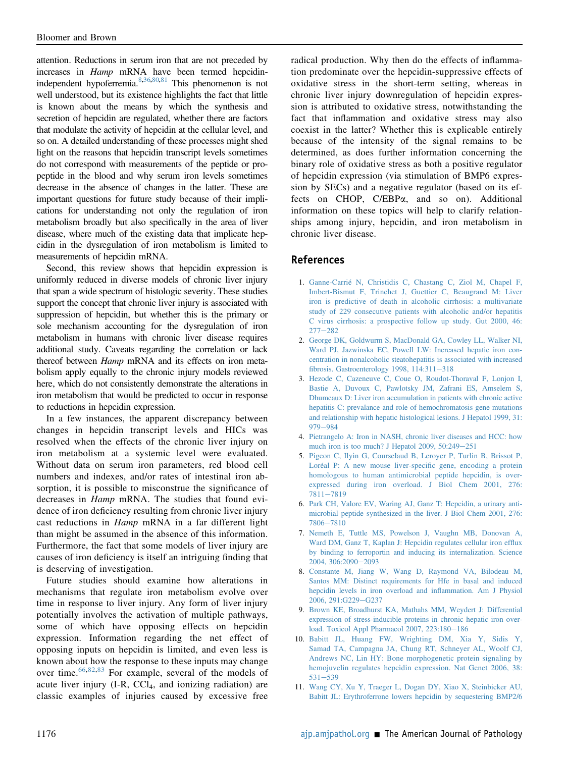attention. Reductions in serum iron that are not preceded by increases in *Hamp* mRNA have been termed hepcidin-independent hypoferremia.[8,36,80,81] This phenomenon is not well understood, but its existence highlights the fact that little is known about the means by which the synthesis and secretion of hepcidin are regulated, whether there are factors that modulate the activity of hepcidin at the cellular level, and so on. A detailed understanding of these processes might shed light on the reasons that hepcidin transcript levels sometimes do not correspond with measurements of the peptide or propeptide in the blood and why serum iron levels sometimes decrease in the absence of changes in the latter. These are important questions for future study because of their implications for understanding not only the regulation of iron metabolism broadly but also specifically in the area of liver disease, where much of the existing data that implicate hepcidin in the dysregulation of iron metabolism is limited to measurements of hepcidin mRNA.

Second, this review shows that hepcidin expression is uniformly reduced in diverse models of chronic liver injury that span a wide spectrum of histologic severity. These studies support the concept that chronic liver injury is associated with suppression of hepcidin, but whether this is the primary or sole mechanism accounting for the dysregulation of iron metabolism in humans with chronic liver disease requires additional study. Caveats regarding the correlation or lack thereof between *Hamp* mRNA and its effects on iron metabolism apply equally to the chronic injury models reviewed here, which do not consistently demonstrate the alterations in iron metabolism that would be predicted to occur in response to reductions in hepcidin expression.

In a few instances, the apparent discrepancy between changes in hepcidin transcript levels and HICs was resolved when the effects of the chronic liver injury on iron metabolism at a systemic level were evaluated. Without data on serum iron parameters, red blood cell numbers and indexes, and/or rates of intestinal iron absorption, it is possible to misconstrue the significance of decreases in *Hamp* mRNA. The studies that found evidence of iron deficiency resulting from chronic liver injury cast reductions in *Hamp* mRNA in a far different light than might be assumed in the absence of this information. Furthermore, the fact that some models of liver injury are causes of iron deficiency is itself an intriguing finding that is deserving of investigation.

Future studies should examine how alterations in mechanisms that regulate iron metabolism evolve over time in response to liver injury. Any form of liver injury potentially involves the activation of multiple pathways, some of which have opposing effects on hepcidin expression. Information regarding the net effect of opposing inputs on hepcidin is limited, and even less is known about how the response to these inputs may change over time.[66,82,83] For example, several of the models of acute liver injury (I-R, $CCl_4$, and ionizing radiation) are classic examples of injuries caused by excessive free radical production. Why then do the effects of inflammation predominate over the hepcidin-suppressive effects of oxidative stress in the short-term setting, whereas in chronic liver injury downregulation of hepcidin expression is attributed to oxidative stress, notwithstanding the fact that inflammation and oxidative stress may also coexist in the latter? Whether this is explicable entirely because of the intensity of the signal remains to be determined, as does further information concerning the binary role of oxidative stress as both a positive regulator of hepcidin expression (via stimulation of BMP6 expression by SECs) and a negative regulator (based on its effects on CHOP, C/EBPα, and so on). Additional information on these topics will help to clarify relationships among injury, hepcidin, and iron metabolism in chronic liver disease.

## References

1. Ganne-Carrié N, Christidis C, Chastang C, Ziol M, Chapel F, Imbert-Bismut F, Trinchet J, Guettier C, Beaugrand M: Liver iron is predictive of death in alcoholic cirrhosis: a multivariate study of 229 consecutive patients with alcoholic and/or hepatitis C virus cirrhosis: a prospective follow up study. Gut 2000, 46: 277−282
2. George DK, Goldwurm S, MacDonald GA, Cowley LL, Walker NI, Ward PJ, Jazwinska EC, Powell LW: Increased hepatic iron concentration in nonalcoholic steatohepatitis is associated with increased fibrosis. Gastroenterology 1998, 114:311−318
3. Hezode C, Cazeneuve C, Coue O, Roudot-Thoraval F, Lonjon I, Bastie A, Duvoux C, Pawlotsky JM, Zafrani ES, Amselem S, Dhumeaux D: Liver iron accumulation in patients with chronic active hepatitis C: prevalance and role of hemochromatosis gene mutations and relationship with hepatic histological lesions. J Hepatol 1999, 31: 979−984
4. Pietrangelo A: Iron in NASH, chronic liver diseases and HCC: how much iron is too much? J Hepatol 2009, 50:249−251
5. Pigeon C, Ilyin G, Courselaud B, Leroyer P, Turlin B, Brissot P, Loréal P: A new mouse liver-specific gene, encoding a protein homologous to human antimicrobial peptide hepcidin, is overexpressed during iron overload. J Biol Chem 2001, 276: 7811−7819
6. Park CH, Valore EV, Waring AJ, Ganz T: Hepcidin, a urinary antimicrobial peptide synthesized in the liver. J Biol Chem 2001, 276: 7806−7810
7. Nemeth E, Tuttle MS, Powelson J, Vaughn MB, Donovan A, Ward DM, Ganz T, Kaplan J: Hepcidin regulates cellular iron efflux by binding to ferroportin and inducing its internalization. Science 2004, 306:2090−2093
8. Constante M, Jiang W, Wang D, Raymond VA, Bilodeau M, Santos MM: Distinct requirements for Hfe in basal and induced hepcidin levels in iron overload and inflammation. Am J Physiol 2006, 291:G229−G237
9. Brown KE, Broadhurst KA, Mathahs MM, Weydert J: Differential expression of stress-inducible proteins in chronic hepatic iron overload. Toxicol Appl Pharmacol 2007, 223:180−186
10. Babitt JL, Huang FW, Wrighting DM, Xia Y, Sidis Y, Samad TA, Campagna JA, Chung RT, Schneyer AL, Woolf CJ, Andrews NC, Lin HY: Bone morphogenetic protein signaling by hemojuvelin regulates hepcidin expression. Nat Genet 2006, 38: 531−539
11. Wang CY, Xu Y, Traeger L, Dogan DY, Xiao X, Steinbicker AU, Babitt JL: Erythroferrone lowers hepcidin by sequestering BMP2/6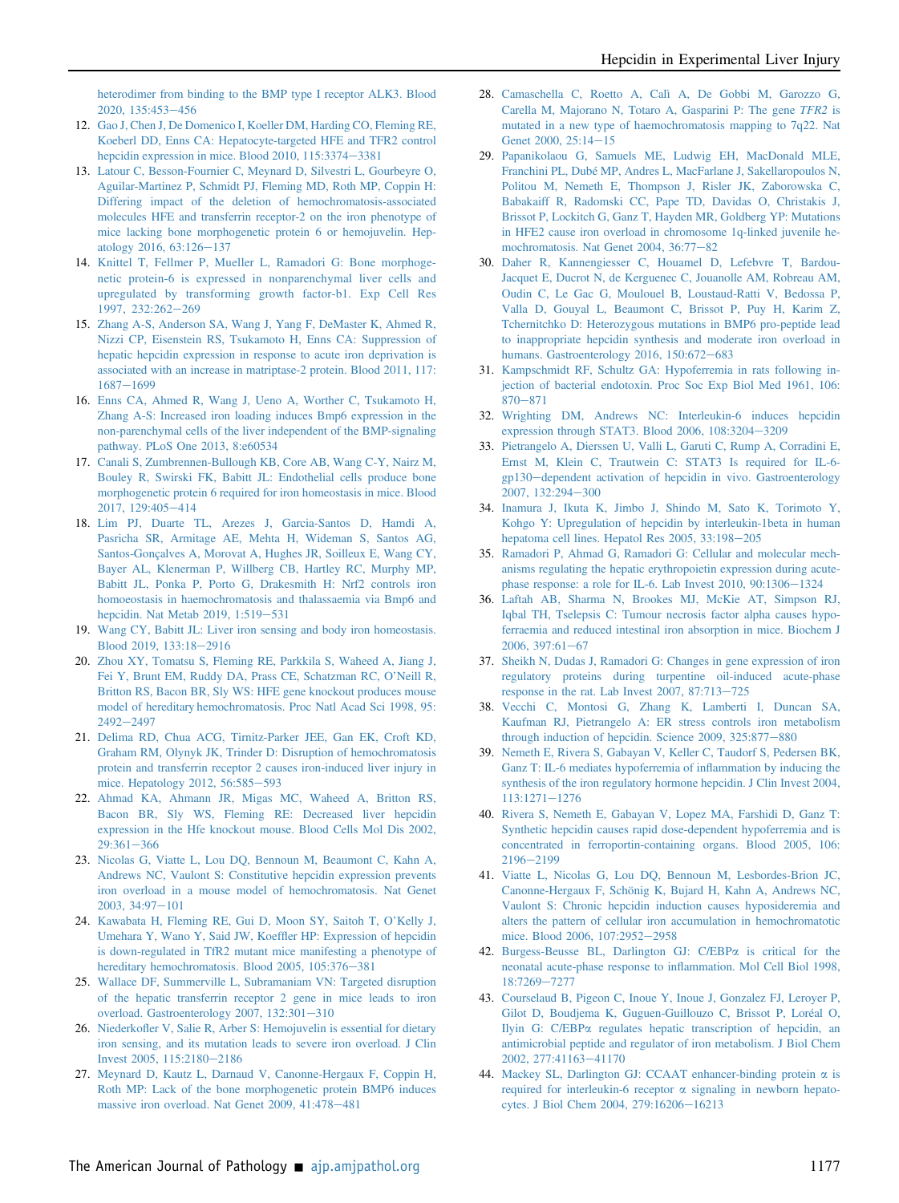heterodimer from binding to the BMP type I receptor ALK3. Blood 2020, 135:453–456

12. Gao J, Chen J, De Domenico I, Koeller DM, Harding CO, Fleming RE, Koeberl DD, Enns CA: Hepatocyte-targeted HFE and TFR2 control hepcidin expression in mice. Blood 2010, 115:3374–3381
13. Latour C, Besson-Fournier C, Meynard D, Silvestri L, Gourbeyre O, Aguilar-Martinez P, Schmidt PJ, Fleming MD, Roth MP, Coppin H: Differing impact of the deletion of hemochromatosis-associated molecules HFE and transferrin receptor-2 on the iron phenotype of mice lacking bone morphogenetic protein 6 or hemojuvelin. Hepatology 2016, 63:126–137
14. Knittel T, Fellmer P, Mueller L, Ramadori G: Bone morphogenetic protein-6 is expressed in nonparenchymal liver cells and upregulated by transforming growth factor-b1. Exp Cell Res 1997, 232:262–269
15. Zhang A-S, Anderson SA, Wang J, Yang F, DeMaster K, Ahmed R, Nizzi CP, Eisenstein RS, Tsukamoto H, Enns CA: Suppression of hepatic hepcidin expression in response to acute iron deprivation is associated with an increase in matriptase-2 protein. Blood 2011, 117:1687–1699
16. Enns CA, Ahmed R, Wang J, Ueno A, Worther C, Tsukamoto H, Zhang A-S: Increased iron loading induces Bmp6 expression in the non-parenchymal cells of the liver independent of the BMP-signaling pathway. PLoS One 2013, 8:e60534
17. Canali S, Zumbrennen-Bullough KB, Core AB, Wang C-Y, Nairz M, Bouley R, Swirski FK, Babitt JL: Endothelial cells produce bone morphogenetic protein 6 required for iron homeostasis in mice. Blood 2017, 129:405–414
18. Lim PJ, Duarte TL, Arezes J, Garcia-Santos D, Hamdi A, Pasricha SR, Armitage AE, Mehta H, Wideman S, Santos AG, Santos-Gonçalves A, Morovat A, Hughes JR, Soilleux E, Wang CY, Bayer AL, Klenerman P, Willberg CB, Hartley RC, Murphy MP, Babitt JL, Ponka P, Porto G, Drakesmith H: Nrf2 controls iron homoeostasis in haemochromatosis and thalassaemia via Bmp6 and hepcidin. Nat Metab 2019, 1:519–531
19. Wang CY, Babitt JL: Liver iron sensing and body iron homeostasis. Blood 2019, 133:18–2916
20. Zhou XY, Tomatsu S, Fleming RE, Parkkila S, Waheed A, Jiang J, Fei Y, Brunt EM, Ruddy DA, Prass CE, Schatzman RC, O'Neill R, Britton RS, Bacon BR, Sly WS: HFE gene knockout produces mouse model of hereditary hemochromatosis. Proc Natl Acad Sci 1998, 95:2492–2497
21. Delima RD, Chua ACG, Tirnitz-Parker JEE, Gan EK, Croft KD, Graham RM, Olynyk JK, Trinder D: Disruption of hemochromatosis protein and transferrin receptor 2 causes iron-induced liver injury in mice. Hepatology 2012, 56:585–593
22. Ahmad KA, Ahmann JR, Migas MC, Waheed A, Britton RS, Bacon BR, Sly WS, Fleming RE: Decreased liver hepcidin expression in the Hfe knockout mouse. Blood Cells Mol Dis 2002, 29:361–366
23. Nicolas G, Viatte L, Lou DQ, Bennoun M, Beaumont C, Kahn A, Andrews NC, Vaulont S: Constitutive hepcidin expression prevents iron overload in a mouse model of hemochromatosis. Nat Genet 2003, 34:97–101
24. Kawabata H, Fleming RE, Gui D, Moon SY, Saitoh T, O'Kelly J, Umehara Y, Wano Y, Said JW, Koeffler HP: Expression of hepcidin is down-regulated in TfR2 mutant mice manifesting a phenotype of hereditary hemochromatosis. Blood 2005, 105:376–381
25. Wallace DF, Summerville L, Subramaniam VN: Targeted disruption of the hepatic transferrin receptor 2 gene in mice leads to iron overload. Gastroenterology 2007, 132:301–310
26. Niederkofler V, Salie R, Arber S: Hemojuvelin is essential for dietary iron sensing, and its mutation leads to severe iron overload. J Clin Invest 2005, 115:2180–2186
27. Meynard D, Kautz L, Darnaud V, Canonne-Hergaux F, Coppin H, Roth MP: Lack of the bone morphogenetic protein BMP6 induces massive iron overload. Nat Genet 2009, 41:478–481
28. Camaschella C, Roetto A, Calì A, De Gobbi M, Garozzo G, Carella M, Majorano N, Totaro A, Gasparini P: The gene *TFR2* is mutated in a new type of haemochromatosis mapping to 7q22. Nat Genet 2000, 25:14–15
29. Papanikolaou G, Samuels ME, Ludwig EH, MacDonald MLE, Franchini PL, Dubé MP, Andres L, MacFarlane J, Sakellaropoulos N, Politou M, Nemeth E, Thompson J, Risler JK, Zaborowska C, Babakaiff R, Radomski CC, Pape TD, Davidas O, Christakis J, Brissot P, Lockitch G, Ganz T, Hayden MR, Goldberg YP: Mutations in HFE2 cause iron overload in chromosome 1q-linked juvenile hemochromatosis. Nat Genet 2004, 36:77–82
30. Daher R, Kannengiesser C, Houamel D, Lefebvre T, Bardou-Jacquet E, Ducrot N, de Kerguenec C, Jouanolle AM, Robreau AM, Oudin C, Le Gac G, Moulouel B, Loustaud-Ratti V, Bedossa P, Valla D, Gouyal L, Beaumont C, Brissot P, Puy H, Karim Z, Tchernitchko D: Heterozygous mutations in BMP6 pro-peptide lead to inappropriate hepcidin synthesis and moderate iron overload in humans. Gastroenterology 2016, 150:672–683
31. Kampschmidt RF, Schultz GA: Hypoferremia in rats following injection of bacterial endotoxin. Proc Soc Exp Biol Med 1961, 106:870–871
32. Wrighting DM, Andrews NC: Interleukin-6 induces hepcidin expression through STAT3. Blood 2006, 108:3204–3209
33. Pietrangelo A, Dierssen U, Valli L, Garuti C, Rump A, Corradini E, Ernst M, Klein C, Trautwein C: STAT3 Is required for IL-6-gp130–dependent activation of hepcidin in vivo. Gastroenterology 2007, 132:294–300
34. Inamura J, Ikuta K, Jimbo J, Shindo M, Sato K, Torimoto Y, Kohgo Y: Upregulation of hepcidin by interleukin-1beta in human hepatoma cell lines. Hepatol Res 2005, 33:198–205
35. Ramadori P, Ahmad G, Ramadori G: Cellular and molecular mechanisms regulating the hepatic erythropoietin expression during acute-phase response: a role for IL-6. Lab Invest 2010, 90:1306–1324
36. Laftah AB, Sharma N, Brookes MJ, McKie AT, Simpson RJ, Iqbal TH, Tselepsis C: Tumour necrosis factor alpha causes hypoferraemia and reduced intestinal iron absorption in mice. Biochem J 2006, 397:61–67
37. Sheikh N, Dudas J, Ramadori G: Changes in gene expression of iron regulatory proteins during turpentine oil-induced acute-phase response in the rat. Lab Invest 2007, 87:713–725
38. Vecchi C, Montosi G, Zhang K, Lamberti I, Duncan SA, Kaufman RJ, Pietrangelo A: ER stress controls iron metabolism through induction of hepcidin. Science 2009, 325:877–880
39. Nemeth E, Rivera S, Gabayan V, Keller C, Taudorf S, Pedersen BK, Ganz T: IL-6 mediates hypoferremia of inflammation by inducing the synthesis of the iron regulatory hormone hepcidin. J Clin Invest 2004, 113:1271–1276
40. Rivera S, Nemeth E, Gabayan V, Lopez MA, Farshidi D, Ganz T: Synthetic hepcidin causes rapid dose-dependent hypoferremia and is concentrated in ferroportin-containing organs. Blood 2005, 106:2196–2199
41. Viatte L, Nicolas G, Lou DQ, Bennoun M, Lesbordes-Brion JC, Canonne-Hergaux F, Schönig K, Bujard H, Kahn A, Andrews NC, Vaulont S: Chronic hepcidin induction causes hyposideremia and alters the pattern of cellular iron accumulation in hemochromatotic mice. Blood 2006, 107:2952–2958
42. Burgess-Beusse BL, Darlington GJ: C/EBPα is critical for the neonatal acute-phase response to inflammation. Mol Cell Biol 1998, 18:7269–7277
43. Courselaud B, Pigeon C, Inoue Y, Inoue J, Gonzalez FJ, Leroyer P, Gilot D, Boudjema K, Guguen-Guillouzo C, Brissot P, Loréal O, Ilyin G: C/EBPα regulates hepatic transcription of hepcidin, an antimicrobial peptide and regulator of iron metabolism. J Biol Chem 2002, 277:41163–41170
44. Mackey SL, Darlington GJ: CCAAT enhancer-binding protein α is required for interleukin-6 receptor α signaling in newborn hepatocytes. J Biol Chem 2004, 279:16206–16213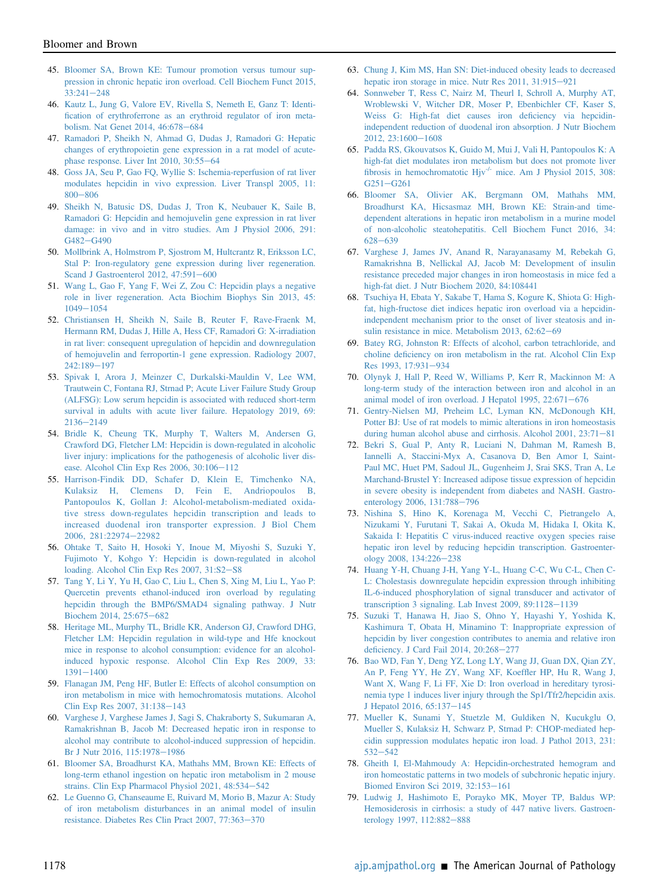45. Bloomer SA, Brown KE: Tumour promotion versus tumour suppression in chronic hepatic iron overload. Cell Biochem Funct 2015, 33:241−248
46. Kautz L, Jung G, Valore EV, Rivella S, Nemeth E, Ganz T: Identification of erythroferrone as an erythroid regulator of iron metabolism. Nat Genet 2014, 46:678−684
47. Ramadori P, Sheikh N, Ahmad G, Dudas J, Ramadori G: Hepatic changes of erythropoietin gene expression in a rat model of acute-phase response. Liver Int 2010, 30:55−64
48. Goss JA, Seu P, Gao FQ, Wyllie S: Ischemia-reperfusion of rat liver modulates hepcidin in vivo expression. Liver Transpl 2005, 11: 800−806
49. Sheikh N, Batusic DS, Dudas J, Tron K, Neubauer K, Saile B, Ramadori G: Hepcidin and hemojuvelin gene expression in rat liver damage: in vivo and in vitro studies. Am J Physiol 2006, 291: G482−G490
50. Mollbrink A, Holmstrom P, Sjostrom M, Hultcrantz R, Eriksson LC, Stal P: Iron-regulatory gene expression during liver regeneration. Scand J Gastroenterol 2012, 47:591−600
51. Wang L, Gao F, Yang F, Wei Z, Zou C: Hepcidin plays a negative role in liver regeneration. Acta Biochim Biophys Sin 2013, 45: 1049−1054
52. Christiansen H, Sheikh N, Saile B, Reuter F, Rave-Fraenk M, Hermann RM, Dudas J, Hille A, Hess CF, Ramadori G: X-irradiation in rat liver: consequent upregulation of hepcidin and downregulation of hemojuvelin and ferroportin-1 gene expression. Radiology 2007, 242:189−197
53. Spivak I, Arora J, Meinzer C, Durkalski-Mauldin V, Lee WM, Trautwein C, Fontana RJ, Strnad P; Acute Liver Failure Study Group (ALFSG): Low serum hepcidin is associated with reduced short-term survival in adults with acute liver failure. Hepatology 2019, 69: 2136−2149
54. Bridle K, Cheung TK, Murphy T, Walters M, Andersen G, Crawford DG, Fletcher LM: Hepcidin is down-regulated in alcoholic liver injury: implications for the pathogenesis of alcoholic liver disease. Alcohol Clin Exp Res 2006, 30:106−112
55. Harrison-Findik DD, Schafer D, Klein E, Timchenko NA, Kulaksiz H, Clemens D, Fein E, Andriopoulos B, Pantopoulos K, Gollan J: Alcohol-metabolism-mediated oxidative stress down-regulates hepcidin transcription and leads to increased duodenal iron transporter expression. J Biol Chem 2006, 281:22974−22982
56. Ohtake T, Saito H, Hosoki Y, Inoue M, Miyoshi S, Suzuki Y, Fujimoto Y, Kohgo Y: Hepcidin is down-regulated in alcohol loading. Alcohol Clin Exp Res 2007, 31:S2−S8
57. Tang Y, Li Y, Yu H, Gao C, Liu L, Chen S, Xing M, Liu L, Yao P: Quercetin prevents ethanol-induced iron overload by regulating hepcidin through the BMP6/SMAD4 signaling pathway. J Nutr Biochem 2014, 25:675−682
58. Heritage ML, Murphy TL, Bridle KR, Anderson GJ, Crawford DHG, Fletcher LM: Hepcidin regulation in wild-type and Hfe knockout mice in response to alcohol consumption: evidence for an alcohol-induced hypoxic response. Alcohol Clin Exp Res 2009, 33: 1391−1400
59. Flanagan JM, Peng HF, Butler E: Effects of alcohol consumption on iron metabolism in mice with hemochromatosis mutations. Alcohol Clin Exp Res 2007, 31:138−143
60. Varghese J, Varghese James J, Sagi S, Chakraborty S, Sukumaran A, Ramakrishnan B, Jacob M: Decreased hepatic iron in response to alcohol may contribute to alcohol-induced suppression of hepcidin. Br J Nutr 2016, 115:1978−1986
61. Bloomer SA, Broadhurst KA, Mathahs MM, Brown KE: Effects of long-term ethanol ingestion on hepatic iron metabolism in 2 mouse strains. Clin Exp Pharmacol Physiol 2021, 48:534−542
62. Le Guenno G, Chanseaume E, Ruivard M, Morio B, Mazur A: Study of iron metabolism disturbances in an animal model of insulin resistance. Diabetes Res Clin Pract 2007, 77:363−370
63. Chung J, Kim MS, Han SN: Diet-induced obesity leads to decreased hepatic iron storage in mice. Nutr Res 2011, 31:915−921
64. Sonnweber T, Ress C, Nairz M, Theurl I, Schroll A, Murphy AT, Wroblewski V, Witcher DR, Moser P, Ebenbichler CF, Kaser S, Weiss G: High-fat diet causes iron deficiency via hepcidin-independent reduction of duodenal iron absorption. J Nutr Biochem 2012, 23:1600−1608
65. Padda RS, Gkouvatsos K, Guido M, Mui J, Vali H, Pantopoulos K: A high-fat diet modulates iron metabolism but does not promote liver fibrosis in hemochromatotic Hjv$^{-/-}$ mice. Am J Physiol 2015, 308: G251−G261
66. Bloomer SA, Olivier AK, Bergmann OM, Mathahs MM, Broadhurst KA, Hicsasmaz MH, Brown KE: Strain-and time-dependent alterations in hepatic iron metabolism in a murine model of non-alcoholic steatohepatitis. Cell Biochem Funct 2016, 34: 628−639
67. Varghese J, James JV, Anand R, Narayanasamy M, Rebekah G, Ramakrishna B, Nellickal AJ, Jacob M: Development of insulin resistance preceded major changes in iron homeostasis in mice fed a high-fat diet. J Nutr Biochem 2020, 84:108441
68. Tsuchiya H, Ebata Y, Sakabe T, Hama S, Kogure K, Shiota G: High-fat, high-fructose diet induces hepatic iron overload via a hepcidin-independent mechanism prior to the onset of liver steatosis and insulin resistance in mice. Metabolism 2013, 62:62−69
69. Batey RG, Johnston R: Effects of alcohol, carbon tetrachloride, and choline deficiency on iron metabolism in the rat. Alcohol Clin Exp Res 1993, 17:931−934
70. Olynyk J, Hall P, Reed W, Williams P, Kerr R, Mackinnon M: A long-term study of the interaction between iron and alcohol in an animal model of iron overload. J Hepatol 1995, 22:671−676
71. Gentry-Nielsen MJ, Preheim LC, Lyman KN, McDonough KH, Potter BJ: Use of rat models to mimic alterations in iron homeostasis during human alcohol abuse and cirrhosis. Alcohol 2001, 23:71−81
72. Bekri S, Gual P, Anty R, Luciani N, Dahman M, Ramesh B, Iannelli A, Staccini-Myx A, Casanova D, Ben Amor I, Saint-Paul MC, Huet PM, Sadoul JL, Gugenheim J, Srai SKS, Tran A, Le Marchand-Brustel Y: Increased adipose tissue expression of hepcidin in severe obesity is independent from diabetes and NASH. Gastroenterology 2006, 131:788−796
73. Nishina S, Hino K, Korenaga M, Vecchi C, Pietrangelo A, Mizukami Y, Furutani T, Sakai A, Okuda M, Hidaka I, Okita K, Sakaida I: Hepatitis C virus-induced reactive oxygen species raise hepatic iron level by reducing hepcidin transcription. Gastroenterology 2008, 134:226−238
74. Huang Y-H, Chuang J-H, Yang Y-L, Huang C-C, Wu C-L, Chen C-L: Cholestasis downregulate hepcidin expression through inhibiting IL-6-induced phosphorylation of signal transducer and activator of transcription 3 signaling. Lab Invest 2009, 89:1128−1139
75. Suzuki T, Hanawa H, Jiao S, Ohno Y, Hayashi Y, Yoshida K, Kashimura T, Obata H, Minamino T: Inappropriate expression of hepcidin by liver congestion contributes to anemia and relative iron deficiency. J Card Fail 2014, 20:268−277
76. Bao WD, Fan Y, Deng YZ, Long LY, Wang JJ, Guan DX, Qian ZY, An P, Feng YY, He ZY, Wang XF, Koeffler HP, Hu R, Wang J, Want X, Wang F, Li FF, Xie D: Iron overload in hereditary tyrosinemia type 1 induces liver injury through the Sp1/Tfr2/hepcidin axis. J Hepatol 2016, 65:137−145
77. Mueller K, Sunami Y, Stuetzle M, Guldiken N, Kucukglu O, Mueller S, Kulaksiz H, Schwarz P, Strnad P: CHOP-mediated hepcidin suppression modulates hepatic iron load. J Pathol 2013, 231: 532−542
78. Gheith I, El-Mahmoudy A: Hepcidin-orchestrated hemogram and iron homeostatic patterns in two models of subchronic hepatic injury. Biomed Environ Sci 2019, 32:153−161
79. Ludwig J, Hashimoto E, Porayko MK, Moyer TP, Baldus WP: Hemosiderosis in cirrhosis: a study of 447 native livers. Gastroenterology 1997, 112:882−888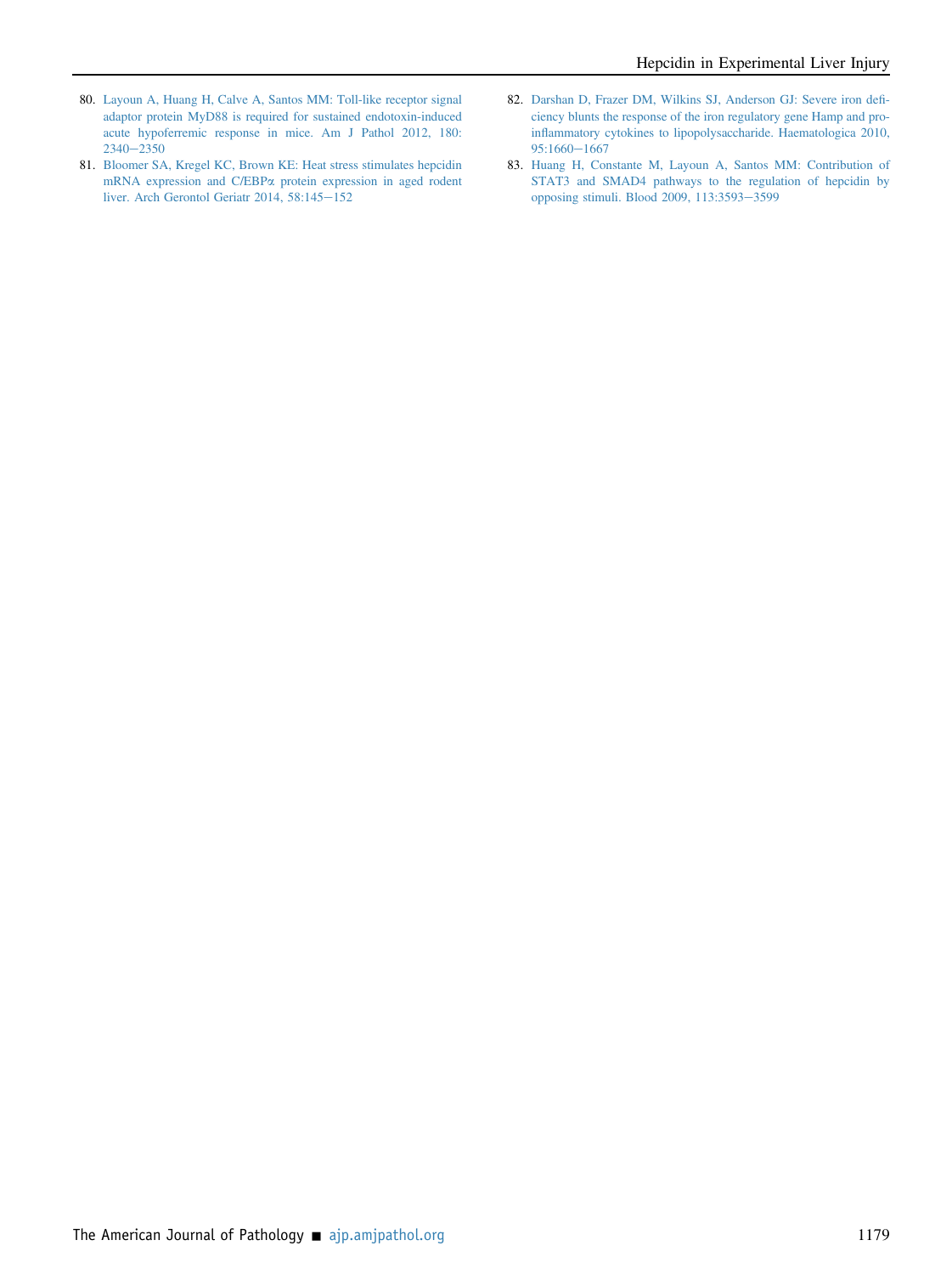80. Layoun A, Huang H, Calve A, Santos MM: Toll-like receptor signal adaptor protein MyD88 is required for sustained endotoxin-induced acute hypoferremic response in mice. Am J Pathol 2012, 180: 2340−2350
81. Bloomer SA, Kregel KC, Brown KE: Heat stress stimulates hepcidin mRNA expression and C/EBPα protein expression in aged rodent liver. Arch Gerontol Geriatr 2014, 58:145−152
82. Darshan D, Frazer DM, Wilkins SJ, Anderson GJ: Severe iron deficiency blunts the response of the iron regulatory gene Hamp and pro-inflammatory cytokines to lipopolysaccharide. Haematologica 2010, 95:1660−1667
83. Huang H, Constante M, Layoun A, Santos MM: Contribution of STAT3 and SMAD4 pathways to the regulation of hepcidin by opposing stimuli. Blood 2009, 113:3593−3599